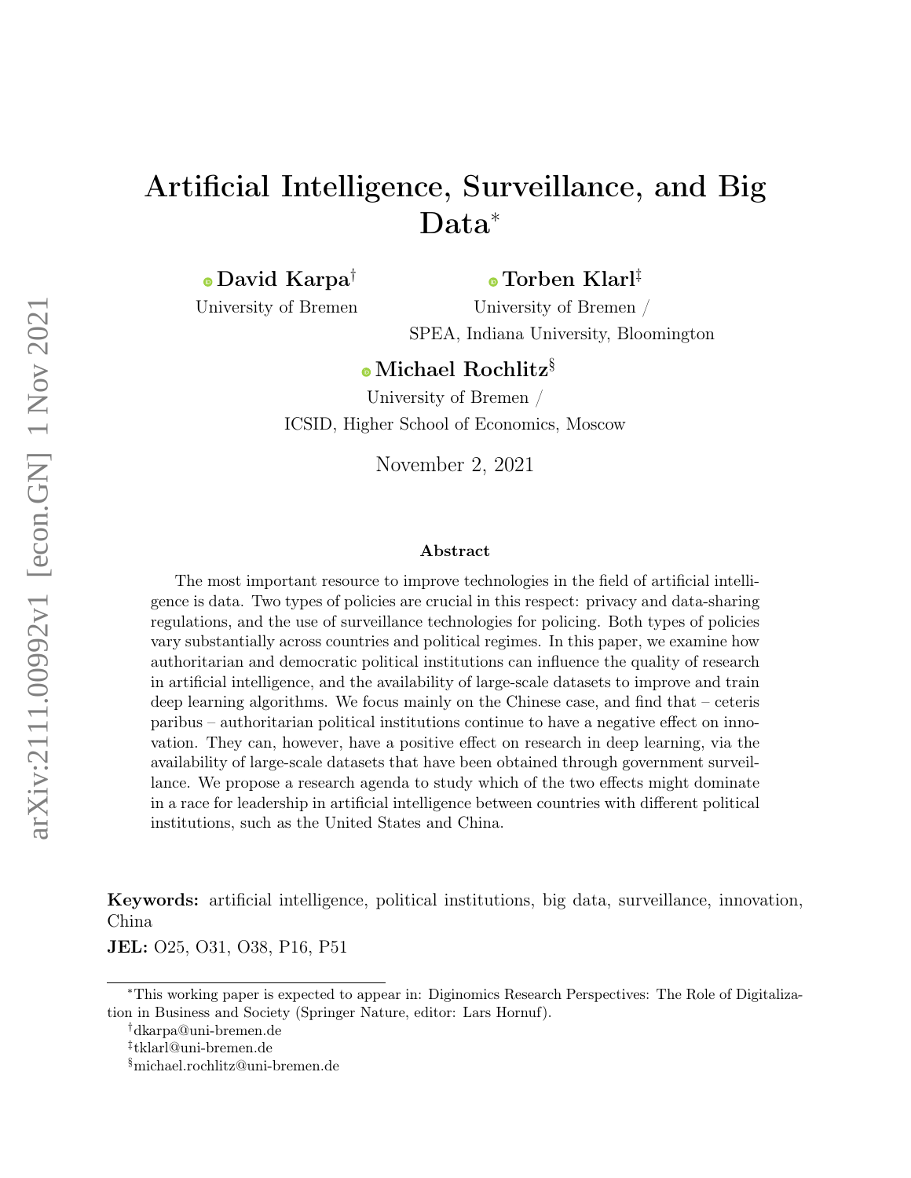# Artificial Intelligence, Surveillance, and Big Data[*]

**David Karpa**[†]
University of Bremen

**Torben Klarl**[‡]
University of Bremen / SPEA, Indiana University, Bloomington

**Michael Rochlitz**[§]
University of Bremen / ICSID, Higher School of Economics, Moscow

November 2, 2021

### Abstract

The most important resource to improve technologies in the field of artificial intelligence is data. Two types of policies are crucial in this respect: privacy and data-sharing regulations, and the use of surveillance technologies for policing. Both types of policies vary substantially across countries and political regimes. In this paper, we examine how authoritarian and democratic political institutions can influence the quality of research in artificial intelligence, and the availability of large-scale datasets to improve and train deep learning algorithms. We focus mainly on the Chinese case, and find that – ceteris paribus – authoritarian political institutions continue to have a negative effect on innovation. They can, however, have a positive effect on research in deep learning, via the availability of large-scale datasets that have been obtained through government surveillance. We propose a research agenda to study which of the two effects might dominate in a race for leadership in artificial intelligence between countries with different political institutions, such as the United States and China.

**Keywords:** artificial intelligence, political institutions, big data, surveillance, innovation, China

**JEL:** O25, O31, O38, P16, P51

[*]This working paper is expected to appear in: Diginomics Research Perspectives: The Role of Digitalization in Business and Society (Springer Nature, editor: Lars Hornuf).

[†]dkarpa@uni-bremen.de

[‡]tklarl@uni-bremen.de

[§]michael.rochlitz@uni-bremen.de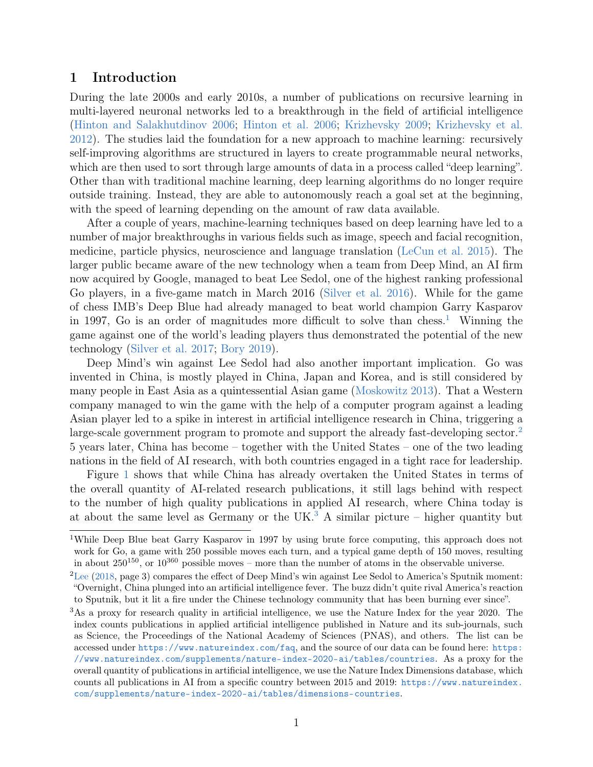# 1 Introduction

During the late 2000s and early 2010s, a number of publications on recursive learning in multi-layered neuronal networks led to a breakthrough in the field of artificial intelligence (Hinton and Salakhutdinov 2006; Hinton et al. 2006; Krizhevsky 2009; Krizhevsky et al. 2012). The studies laid the foundation for a new approach to machine learning: recursively self-improving algorithms are structured in layers to create programmable neural networks, which are then used to sort through large amounts of data in a process called "deep learning". Other than with traditional machine learning, deep learning algorithms do no longer require outside training. Instead, they are able to autonomously reach a goal set at the beginning, with the speed of learning depending on the amount of raw data available.

After a couple of years, machine-learning techniques based on deep learning have led to a number of major breakthroughs in various fields such as image, speech and facial recognition, medicine, particle physics, neuroscience and language translation (LeCun et al. 2015). The larger public became aware of the new technology when a team from Deep Mind, an AI firm now acquired by Google, managed to beat Lee Sedol, one of the highest ranking professional Go players, in a five-game match in March 2016 (Silver et al. 2016). While for the game of chess IMB's Deep Blue had already managed to beat world champion Garry Kasparov in 1997, Go is an order of magnitudes more difficult to solve than chess.[1] Winning the game against one of the world's leading players thus demonstrated the potential of the new technology (Silver et al. 2017; Bory 2019).

Deep Mind's win against Lee Sedol had also another important implication. Go was invented in China, is mostly played in China, Japan and Korea, and is still considered by many people in East Asia as a quintessential Asian game (Moskowitz 2013). That a Western company managed to win the game with the help of a computer program against a leading Asian player led to a spike in interest in artificial intelligence research in China, triggering a large-scale government program to promote and support the already fast-developing sector.[2] 5 years later, China has become – together with the United States – one of the two leading nations in the field of AI research, with both countries engaged in a tight race for leadership.

Figure 1 shows that while China has already overtaken the United States in terms of the overall quantity of AI-related research publications, it still lags behind with respect to the number of high quality publications in applied AI research, where China today is at about the same level as Germany or the UK.[3] A similar picture – higher quantity but

[1] While Deep Blue beat Garry Kasparov in 1997 by using brute force computing, this approach does not work for Go, a game with 250 possible moves each turn, and a typical game depth of 150 moves, resulting in about $250^{150}$, or $10^{360}$ possible moves – more than the number of atoms in the observable universe.

[2] Lee (2018, page 3) compares the effect of Deep Mind's win against Lee Sedol to America's Sputnik moment: "Overnight, China plunged into an artificial intelligence fever. The buzz didn't quite rival America's reaction to Sputnik, but it lit a fire under the Chinese technology community that has been burning ever since".

[3] As a proxy for research quality in artificial intelligence, we use the Nature Index for the year 2020. The index counts publications in applied artificial intelligence published in Nature and its sub-journals, such as Science, the Proceedings of the National Academy of Sciences (PNAS), and others. The list can be accessed under https://www.natureindex.com/faq, and the source of our data can be found here: https://www.natureindex.com/supplements/nature-index-2020-ai/tables/countries. As a proxy for the overall quantity of publications in artificial intelligence, we use the Nature Index Dimensions database, which counts all publications in AI from a specific country between 2015 and 2019: https://www.natureindex.com/supplements/nature-index-2020-ai/tables/dimensions-countries.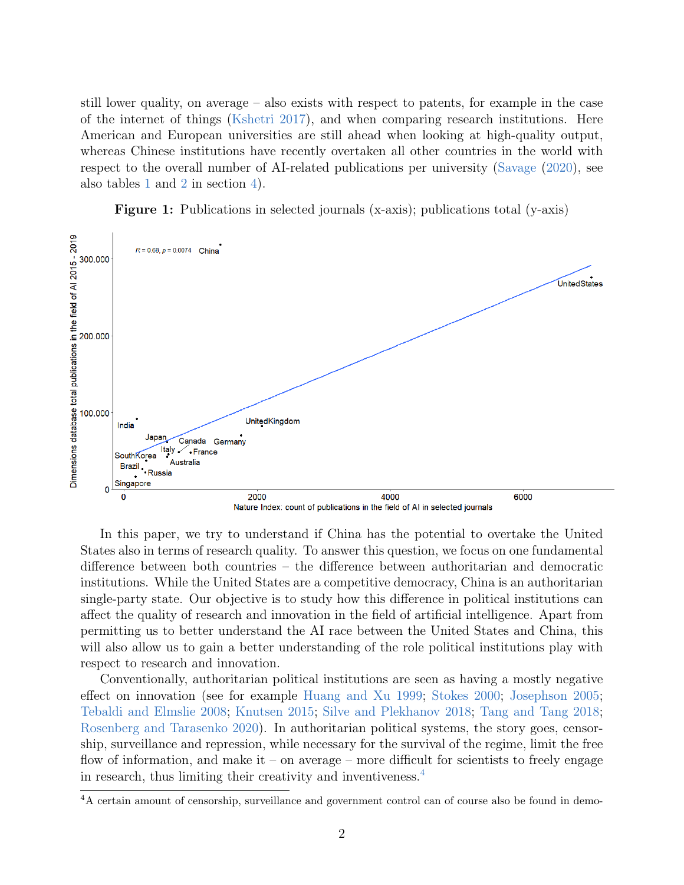still lower quality, on average – also exists with respect to patents, for example in the case of the internet of things (Kshetri 2017), and when comparing research institutions. Here American and European universities are still ahead when looking at high-quality output, whereas Chinese institutions have recently overtaken all other countries in the world with respect to the overall number of AI-related publications per university (Savage (2020), see also tables 1 and 2 in section 4).

**Figure 1:** Publications in selected journals (x-axis); publications total (y-axis)

In this paper, we try to understand if China has the potential to overtake the United States also in terms of research quality. To answer this question, we focus on one fundamental difference between both countries – the difference between authoritarian and democratic institutions. While the United States are a competitive democracy, China is an authoritarian single-party state. Our objective is to study how this difference in political institutions can affect the quality of research and innovation in the field of artificial intelligence. Apart from permitting us to better understand the AI race between the United States and China, this will also allow us to gain a better understanding of the role political institutions play with respect to research and innovation.

Conventionally, authoritarian political institutions are seen as having a mostly negative effect on innovation (see for example Huang and Xu 1999; Stokes 2000; Josephson 2005; Tebaldi and Elmslie 2008; Knutsen 2015; Silve and Plekhanov 2018; Tang and Tang 2018; Rosenberg and Tarasenko 2020). In authoritarian political systems, the story goes, censorship, surveillance and repression, while necessary for the survival of the regime, limit the free flow of information, and make it – on average – more difficult for scientists to freely engage in research, thus limiting their creativity and inventiveness.[4]

[4]A certain amount of censorship, surveillance and government control can of course also be found in demo-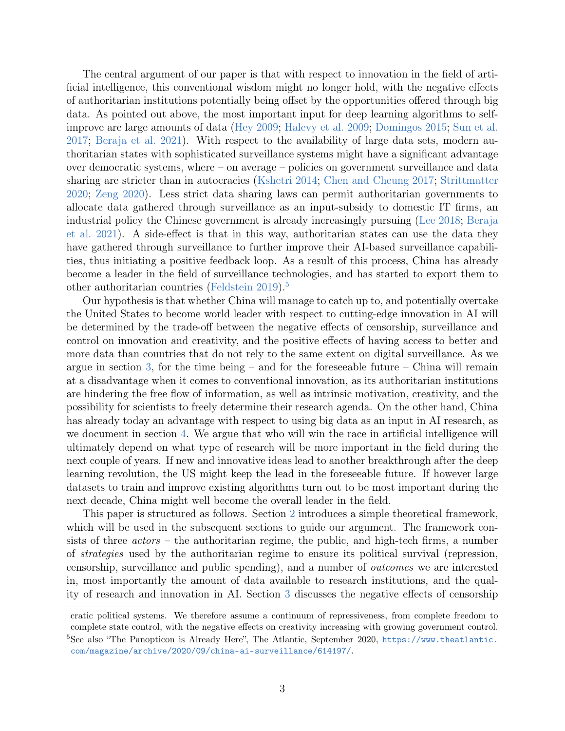The central argument of our paper is that with respect to innovation in the field of artificial intelligence, this conventional wisdom might no longer hold, with the negative effects of authoritarian institutions potentially being offset by the opportunities offered through big data. As pointed out above, the most important input for deep learning algorithms to self-improve are large amounts of data (Hey 2009; Halevy et al. 2009; Domingos 2015; Sun et al. 2017; Beraja et al. 2021). With respect to the availability of large data sets, modern authoritarian states with sophisticated surveillance systems might have a significant advantage over democratic systems, where – on average – policies on government surveillance and data sharing are stricter than in autocracies (Kshetri 2014; Chen and Cheung 2017; Strittmatter 2020; Zeng 2020). Less strict data sharing laws can permit authoritarian governments to allocate data gathered through surveillance as an input-subsidy to domestic IT firms, an industrial policy the Chinese government is already increasingly pursuing (Lee 2018; Beraja et al. 2021). A side-effect is that in this way, authoritarian states can use the data they have gathered through surveillance to further improve their AI-based surveillance capabilities, thus initiating a positive feedback loop. As a result of this process, China has already become a leader in the field of surveillance technologies, and has started to export them to other authoritarian countries (Feldstein 2019).[5]

Our hypothesis is that whether China will manage to catch up to, and potentially overtake the United States to become world leader with respect to cutting-edge innovation in AI will be determined by the trade-off between the negative effects of censorship, surveillance and control on innovation and creativity, and the positive effects of having access to better and more data than countries that do not rely to the same extent on digital surveillance. As we argue in section 3, for the time being – and for the foreseeable future – China will remain at a disadvantage when it comes to conventional innovation, as its authoritarian institutions are hindering the free flow of information, as well as intrinsic motivation, creativity, and the possibility for scientists to freely determine their research agenda. On the other hand, China has already today an advantage with respect to using big data as an input in AI research, as we document in section 4. We argue that who will win the race in artificial intelligence will ultimately depend on what type of research will be more important in the field during the next couple of years. If new and innovative ideas lead to another breakthrough after the deep learning revolution, the US might keep the lead in the foreseeable future. If however large datasets to train and improve existing algorithms turn out to be most important during the next decade, China might well become the overall leader in the field.

This paper is structured as follows. Section 2 introduces a simple theoretical framework, which will be used in the subsequent sections to guide our argument. The framework consists of three *actors* – the authoritarian regime, the public, and high-tech firms, a number of *strategies* used by the authoritarian regime to ensure its political survival (repression, censorship, surveillance and public spending), and a number of *outcomes* we are interested in, most importantly the amount of data available to research institutions, and the quality of research and innovation in AI. Section 3 discusses the negative effects of censorship

---

cratic political systems. We therefore assume a continuum of repressiveness, from complete freedom to complete state control, with the negative effects on creativity increasing with growing government control.

[5] See also "The Panopticon is Already Here", The Atlantic, September 2020, https://www.theatlantic.com/magazine/archive/2020/09/china-ai-surveillance/614197/.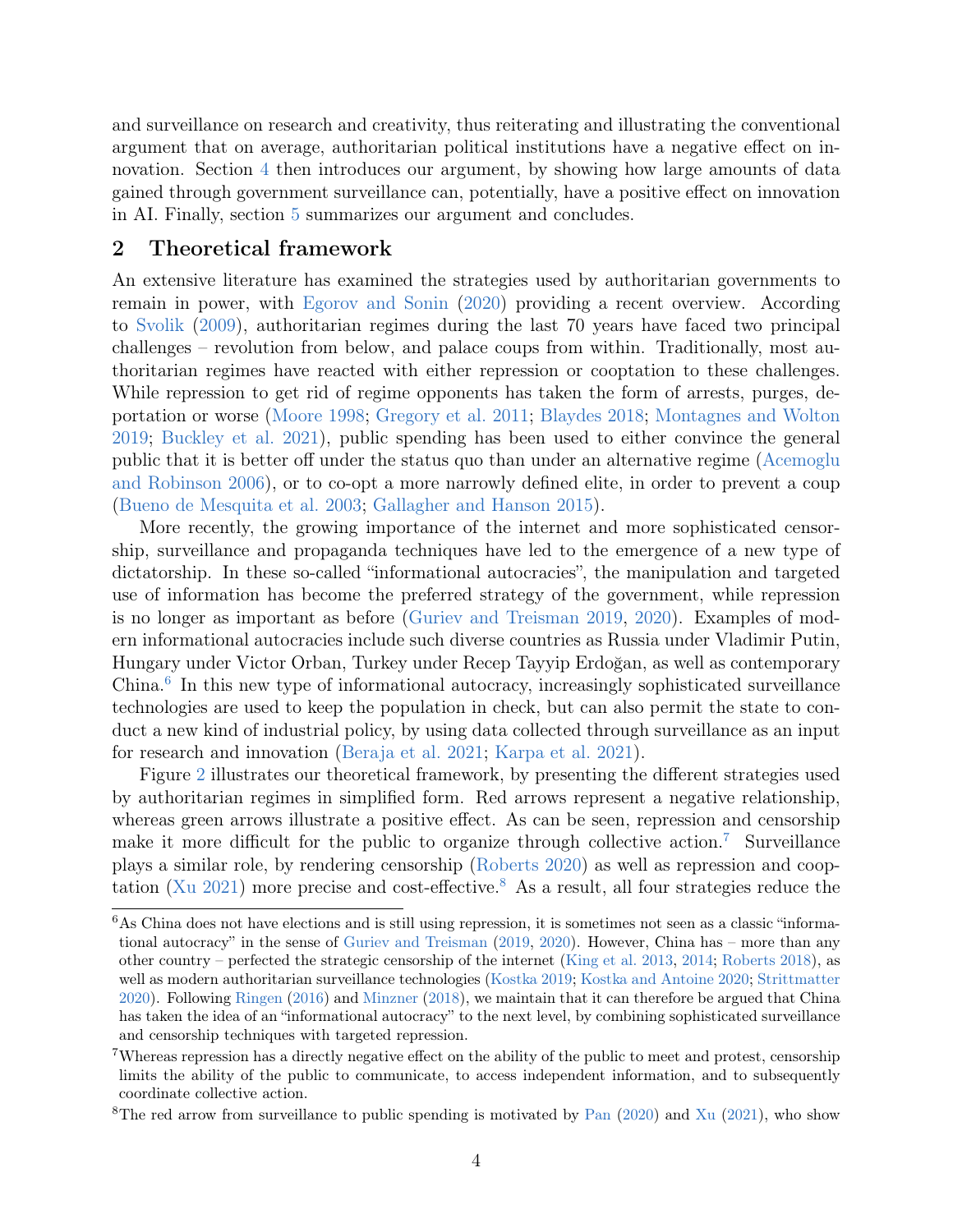and surveillance on research and creativity, thus reiterating and illustrating the conventional argument that on average, authoritarian political institutions have a negative effect on innovation. Section 4 then introduces our argument, by showing how large amounts of data gained through government surveillance can, potentially, have a positive effect on innovation in AI. Finally, section 5 summarizes our argument and concludes.

## 2 Theoretical framework

An extensive literature has examined the strategies used by authoritarian governments to remain in power, with Egorov and Sonin (2020) providing a recent overview. According to Svolik (2009), authoritarian regimes during the last 70 years have faced two principal challenges – revolution from below, and palace coups from within. Traditionally, most authoritarian regimes have reacted with either repression or cooptation to these challenges. While repression to get rid of regime opponents has taken the form of arrests, purges, deportation or worse (Moore 1998; Gregory et al. 2011; Blaydes 2018; Montagnes and Wolton 2019; Buckley et al. 2021), public spending has been used to either convince the general public that it is better off under the status quo than under an alternative regime (Acemoglu and Robinson 2006), or to co-opt a more narrowly defined elite, in order to prevent a coup (Bueno de Mesquita et al. 2003; Gallagher and Hanson 2015).

More recently, the growing importance of the internet and more sophisticated censorship, surveillance and propaganda techniques have led to the emergence of a new type of dictatorship. In these so-called "informational autocracies", the manipulation and targeted use of information has become the preferred strategy of the government, while repression is no longer as important as before (Guriev and Treisman 2019, 2020). Examples of modern informational autocracies include such diverse countries as Russia under Vladimir Putin, Hungary under Victor Orban, Turkey under Recep Tayyip Erdoğan, as well as contemporary China.[6] In this new type of informational autocracy, increasingly sophisticated surveillance technologies are used to keep the population in check, but can also permit the state to conduct a new kind of industrial policy, by using data collected through surveillance as an input for research and innovation (Beraja et al. 2021; Karpa et al. 2021).

Figure 2 illustrates our theoretical framework, by presenting the different strategies used by authoritarian regimes in simplified form. Red arrows represent a negative relationship, whereas green arrows illustrate a positive effect. As can be seen, repression and censorship make it more difficult for the public to organize through collective action.[7] Surveillance plays a similar role, by rendering censorship (Roberts 2020) as well as repression and cooptation (Xu 2021) more precise and cost-effective.[8] As a result, all four strategies reduce the

---

[6] As China does not have elections and is still using repression, it is sometimes not seen as a classic "informational autocracy" in the sense of Guriev and Treisman (2019, 2020). However, China has – more than any other country – perfected the strategic censorship of the internet (King et al. 2013, 2014; Roberts 2018), as well as modern authoritarian surveillance technologies (Kostka 2019; Kostka and Antoine 2020; Strittmatter 2020). Following Ringen (2016) and Minzner (2018), we maintain that it can therefore be argued that China has taken the idea of an "informational autocracy" to the next level, by combining sophisticated surveillance and censorship techniques with targeted repression.

[7] Whereas repression has a directly negative effect on the ability of the public to meet and protest, censorship limits the ability of the public to communicate, to access independent information, and to subsequently coordinate collective action.

[8] The red arrow from surveillance to public spending is motivated by Pan (2020) and Xu (2021), who show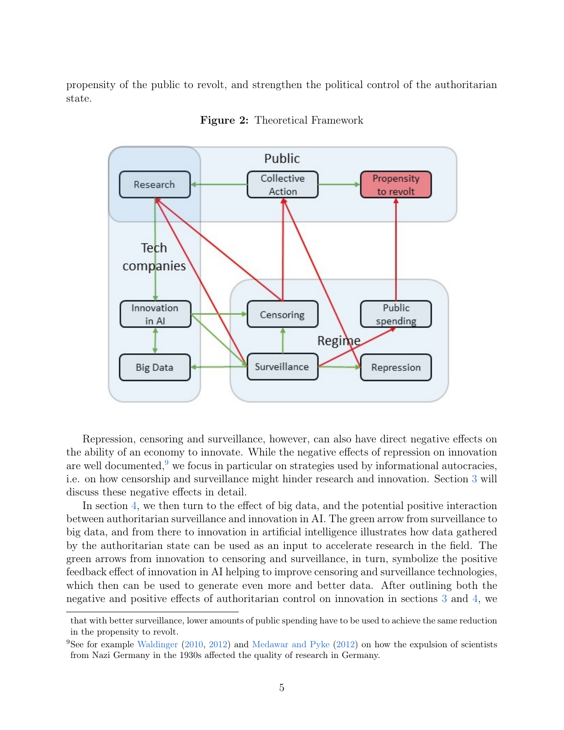propensity of the public to revolt, and strengthen the political control of the authoritarian state.

**Figure 2:** Theoretical Framework

Repression, censoring and surveillance, however, can also have direct negative effects on the ability of an economy to innovate. While the negative effects of repression on innovation are well documented,[9] we focus in particular on strategies used by informational autocracies, i.e. on how censorship and surveillance might hinder research and innovation. Section 3 will discuss these negative effects in detail.

In section 4, we then turn to the effect of big data, and the potential positive interaction between authoritarian surveillance and innovation in AI. The green arrow from surveillance to big data, and from there to innovation in artificial intelligence illustrates how data gathered by the authoritarian state can be used as an input to accelerate research in the field. The green arrows from innovation to censoring and surveillance, in turn, symbolize the positive feedback effect of innovation in AI helping to improve censoring and surveillance technologies, which then can be used to generate even more and better data. After outlining both the negative and positive effects of authoritarian control on innovation in sections 3 and 4, we

that with better surveillance, lower amounts of public spending have to be used to achieve the same reduction in the propensity to revolt.

[9] See for example Waldinger (2010, 2012) and Medawar and Pyke (2012) on how the expulsion of scientists from Nazi Germany in the 1930s affected the quality of research in Germany.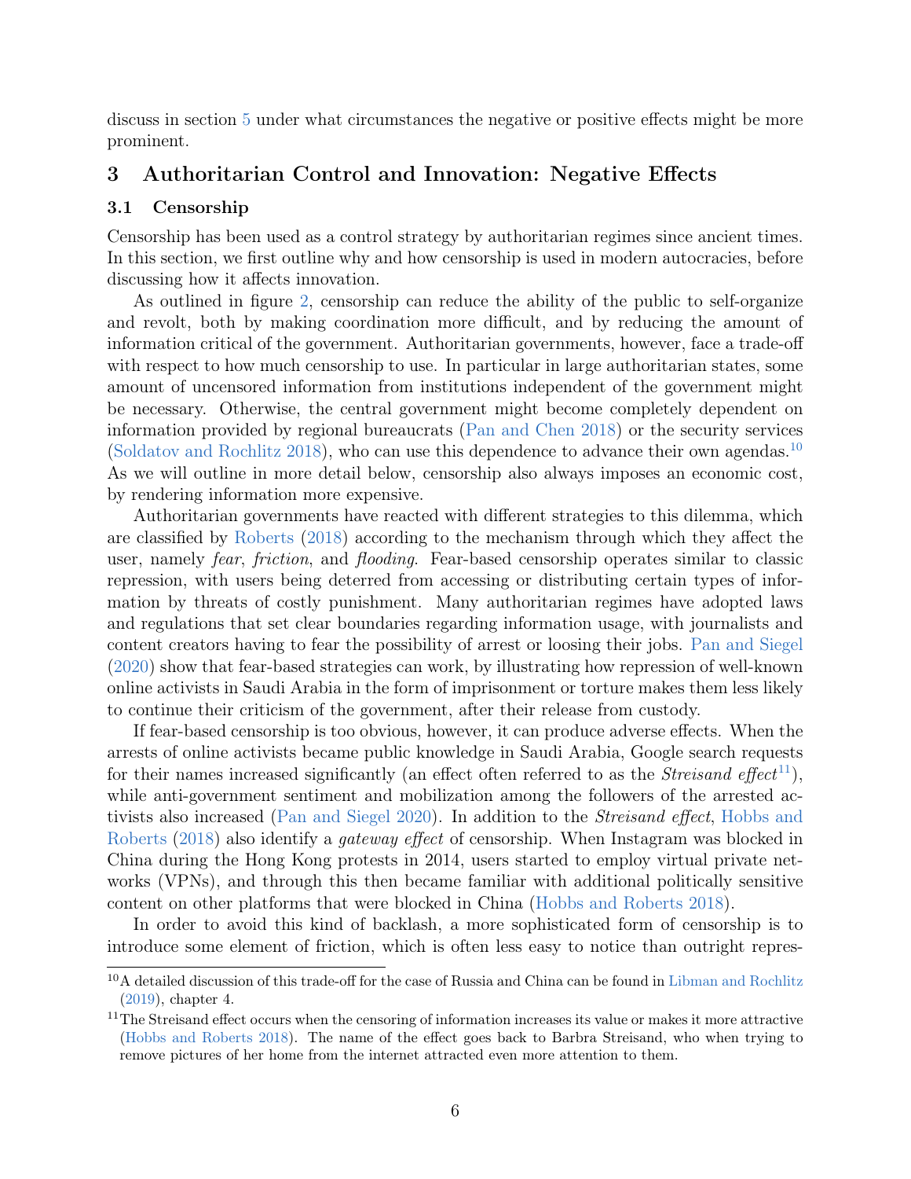discuss in section 5 under what circumstances the negative or positive effects might be more prominent.

## 3 Authoritarian Control and Innovation: Negative Effects

### 3.1 Censorship

Censorship has been used as a control strategy by authoritarian regimes since ancient times. In this section, we first outline why and how censorship is used in modern autocracies, before discussing how it affects innovation.

As outlined in figure 2, censorship can reduce the ability of the public to self-organize and revolt, both by making coordination more difficult, and by reducing the amount of information critical of the government. Authoritarian governments, however, face a trade-off with respect to how much censorship to use. In particular in large authoritarian states, some amount of uncensored information from institutions independent of the government might be necessary. Otherwise, the central government might become completely dependent on information provided by regional bureaucrats (Pan and Chen 2018) or the security services (Soldatov and Rochlitz 2018), who can use this dependence to advance their own agendas.[10] As we will outline in more detail below, censorship also always imposes an economic cost, by rendering information more expensive.

Authoritarian governments have reacted with different strategies to this dilemma, which are classified by Roberts (2018) according to the mechanism through which they affect the user, namely *fear*, *friction*, and *flooding*. Fear-based censorship operates similar to classic repression, with users being deterred from accessing or distributing certain types of information by threats of costly punishment. Many authoritarian regimes have adopted laws and regulations that set clear boundaries regarding information usage, with journalists and content creators having to fear the possibility of arrest or loosing their jobs. Pan and Siegel (2020) show that fear-based strategies can work, by illustrating how repression of well-known online activists in Saudi Arabia in the form of imprisonment or torture makes them less likely to continue their criticism of the government, after their release from custody.

If fear-based censorship is too obvious, however, it can produce adverse effects. When the arrests of online activists became public knowledge in Saudi Arabia, Google search requests for their names increased significantly (an effect often referred to as the *Streisand effect*[11]), while anti-government sentiment and mobilization among the followers of the arrested activists also increased (Pan and Siegel 2020). In addition to the *Streisand effect*, Hobbs and Roberts (2018) also identify a *gateway effect* of censorship. When Instagram was blocked in China during the Hong Kong protests in 2014, users started to employ virtual private networks (VPNs), and through this then became familiar with additional politically sensitive content on other platforms that were blocked in China (Hobbs and Roberts 2018).

In order to avoid this kind of backlash, a more sophisticated form of censorship is to introduce some element of friction, which is often less easy to notice than outright repres-

[10] A detailed discussion of this trade-off for the case of Russia and China can be found in Libman and Rochlitz (2019), chapter 4.

[11] The Streisand effect occurs when the censoring of information increases its value or makes it more attractive (Hobbs and Roberts 2018). The name of the effect goes back to Barbra Streisand, who when trying to remove pictures of her home from the internet attracted even more attention to them.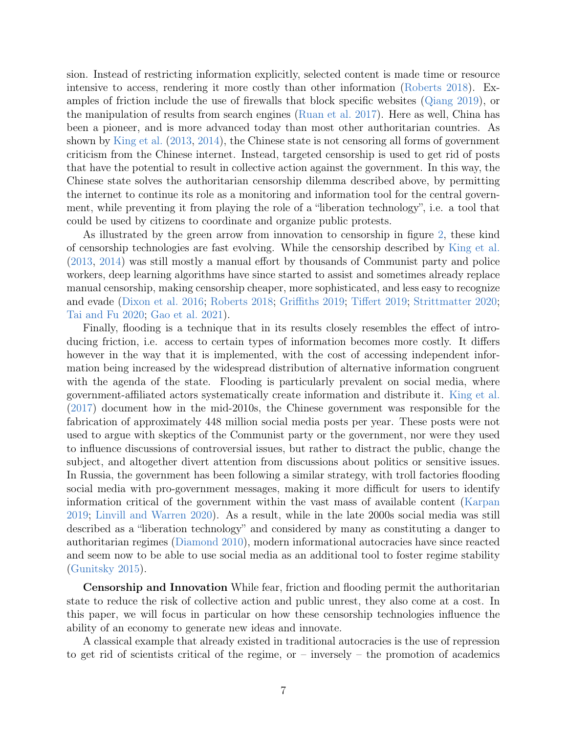sion. Instead of restricting information explicitly, selected content is made time or resource intensive to access, rendering it more costly than other information (Roberts 2018). Examples of friction include the use of firewalls that block specific websites (Qiang 2019), or the manipulation of results from search engines (Ruan et al. 2017). Here as well, China has been a pioneer, and is more advanced today than most other authoritarian countries. As shown by King et al. (2013, 2014), the Chinese state is not censoring all forms of government criticism from the Chinese internet. Instead, targeted censorship is used to get rid of posts that have the potential to result in collective action against the government. In this way, the Chinese state solves the authoritarian censorship dilemma described above, by permitting the internet to continue its role as a monitoring and information tool for the central government, while preventing it from playing the role of a "liberation technology", i.e. a tool that could be used by citizens to coordinate and organize public protests.

As illustrated by the green arrow from innovation to censorship in figure 2, these kind of censorship technologies are fast evolving. While the censorship described by King et al. (2013, 2014) was still mostly a manual effort by thousands of Communist party and police workers, deep learning algorithms have since started to assist and sometimes already replace manual censorship, making censorship cheaper, more sophisticated, and less easy to recognize and evade (Dixon et al. 2016; Roberts 2018; Griffiths 2019; Tiffert 2019; Strittmatter 2020; Tai and Fu 2020; Gao et al. 2021).

Finally, flooding is a technique that in its results closely resembles the effect of introducing friction, i.e. access to certain types of information becomes more costly. It differs however in the way that it is implemented, with the cost of accessing independent information being increased by the widespread distribution of alternative information congruent with the agenda of the state. Flooding is particularly prevalent on social media, where government-affiliated actors systematically create information and distribute it. King et al. (2017) document how in the mid-2010s, the Chinese government was responsible for the fabrication of approximately 448 million social media posts per year. These posts were not used to argue with skeptics of the Communist party or the government, nor were they used to influence discussions of controversial issues, but rather to distract the public, change the subject, and altogether divert attention from discussions about politics or sensitive issues. In Russia, the government has been following a similar strategy, with troll factories flooding social media with pro-government messages, making it more difficult for users to identify information critical of the government within the vast mass of available content (Karpan 2019; Linvill and Warren 2020). As a result, while in the late 2000s social media was still described as a "liberation technology" and considered by many as constituting a danger to authoritarian regimes (Diamond 2010), modern informational autocracies have since reacted and seem now to be able to use social media as an additional tool to foster regime stability (Gunitsky 2015).

**Censorship and Innovation** While fear, friction and flooding permit the authoritarian state to reduce the risk of collective action and public unrest, they also come at a cost. In this paper, we will focus in particular on how these censorship technologies influence the ability of an economy to generate new ideas and innovate.

A classical example that already existed in traditional autocracies is the use of repression to get rid of scientists critical of the regime, or – inversely – the promotion of academics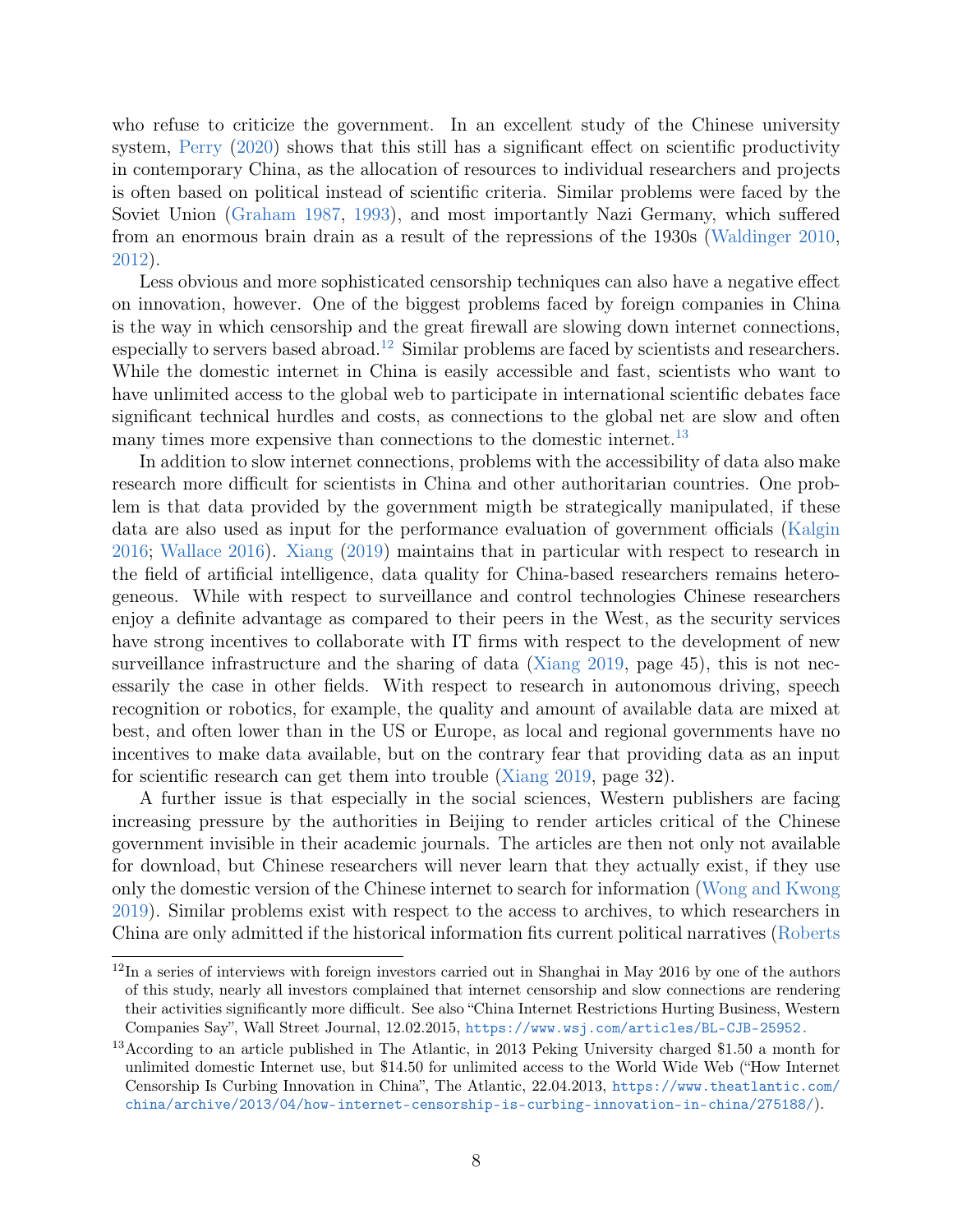who refuse to criticize the government. In an excellent study of the Chinese university system, Perry (2020) shows that this still has a significant effect on scientific productivity in contemporary China, as the allocation of resources to individual researchers and projects is often based on political instead of scientific criteria. Similar problems were faced by the Soviet Union (Graham 1987, 1993), and most importantly Nazi Germany, which suffered from an enormous brain drain as a result of the repressions of the 1930s (Waldinger 2010, 2012).

Less obvious and more sophisticated censorship techniques can also have a negative effect on innovation, however. One of the biggest problems faced by foreign companies in China is the way in which censorship and the great firewall are slowing down internet connections, especially to servers based abroad.[12] Similar problems are faced by scientists and researchers. While the domestic internet in China is easily accessible and fast, scientists who want to have unlimited access to the global web to participate in international scientific debates face significant technical hurdles and costs, as connections to the global net are slow and often many times more expensive than connections to the domestic internet.[13]

In addition to slow internet connections, problems with the accessibility of data also make research more difficult for scientists in China and other authoritarian countries. One problem is that data provided by the government migth be strategically manipulated, if these data are also used as input for the performance evaluation of government officials (Kalgin 2016; Wallace 2016). Xiang (2019) maintains that in particular with respect to research in the field of artificial intelligence, data quality for China-based researchers remains heterogeneous. While with respect to surveillance and control technologies Chinese researchers enjoy a definite advantage as compared to their peers in the West, as the security services have strong incentives to collaborate with IT firms with respect to the development of new surveillance infrastructure and the sharing of data (Xiang 2019, page 45), this is not necessarily the case in other fields. With respect to research in autonomous driving, speech recognition or robotics, for example, the quality and amount of available data are mixed at best, and often lower than in the US or Europe, as local and regional governments have no incentives to make data available, but on the contrary fear that providing data as an input for scientific research can get them into trouble (Xiang 2019, page 32).

A further issue is that especially in the social sciences, Western publishers are facing increasing pressure by the authorities in Beijing to render articles critical of the Chinese government invisible in their academic journals. The articles are then not only not available for download, but Chinese researchers will never learn that they actually exist, if they use only the domestic version of the Chinese internet to search for information (Wong and Kwong 2019). Similar problems exist with respect to the access to archives, to which researchers in China are only admitted if the historical information fits current political narratives (Roberts

[12] In a series of interviews with foreign investors carried out in Shanghai in May 2016 by one of the authors of this study, nearly all investors complained that internet censorship and slow connections are rendering their activities significantly more difficult. See also "China Internet Restrictions Hurting Business, Western Companies Say", Wall Street Journal, 12.02.2015, https://www.wsj.com/articles/BL-CJB-25952.

[13] According to an article published in The Atlantic, in 2013 Peking University charged $1.50 a month for unlimited domestic Internet use, but $14.50 for unlimited access to the World Wide Web ("How Internet Censorship Is Curbing Innovation in China", The Atlantic, 22.04.2013, https://www.theatlantic.com/china/archive/2013/04/how-internet-censorship-is-curbing-innovation-in-china/275188/).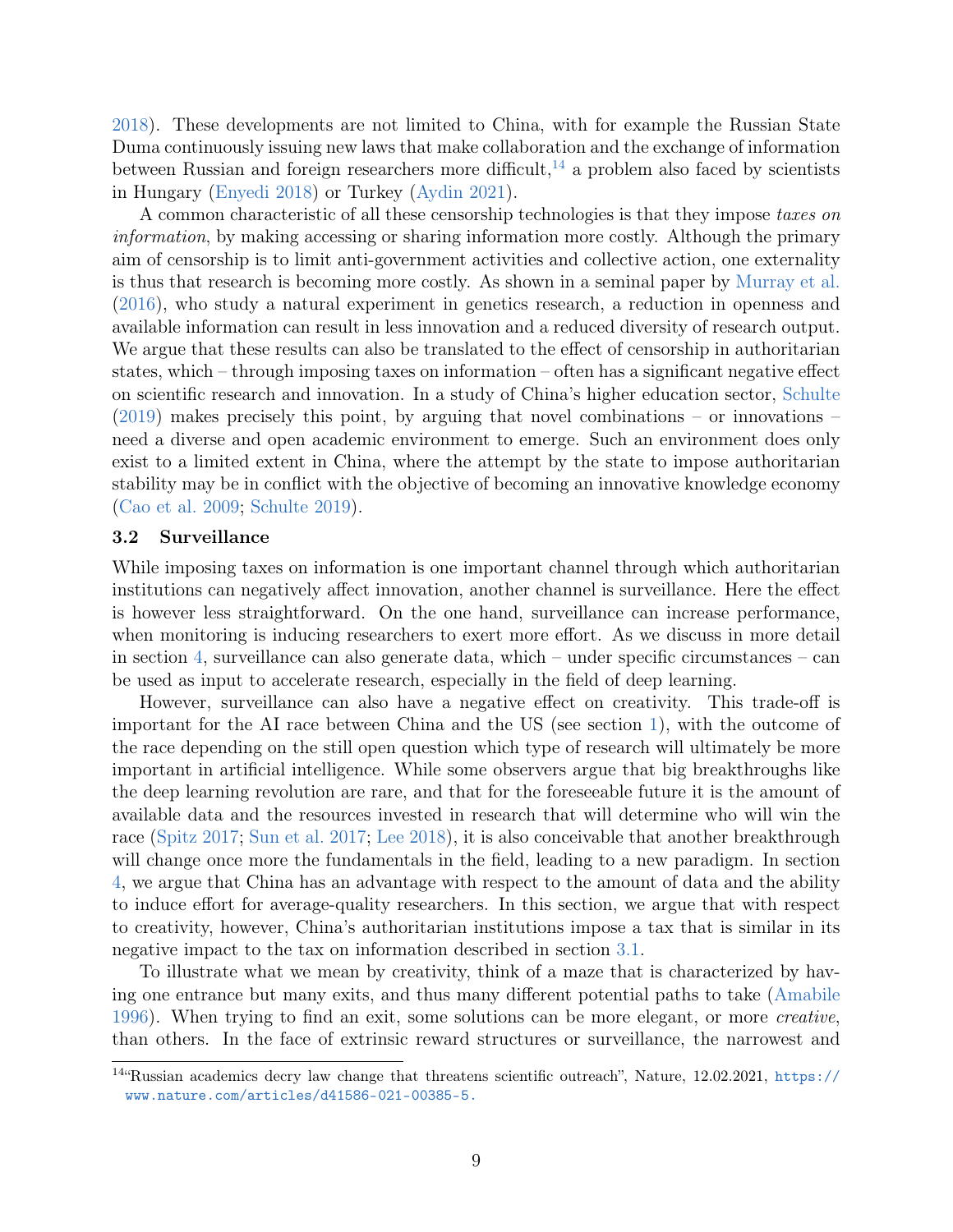2018). These developments are not limited to China, with for example the Russian State Duma continuously issuing new laws that make collaboration and the exchange of information between Russian and foreign researchers more difficult,[14] a problem also faced by scientists in Hungary (Enyedi 2018) or Turkey (Aydin 2021).

A common characteristic of all these censorship technologies is that they impose *taxes on information*, by making accessing or sharing information more costly. Although the primary aim of censorship is to limit anti-government activities and collective action, one externality is thus that research is becoming more costly. As shown in a seminal paper by Murray et al. (2016), who study a natural experiment in genetics research, a reduction in openness and available information can result in less innovation and a reduced diversity of research output. We argue that these results can also be translated to the effect of censorship in authoritarian states, which – through imposing taxes on information – often has a significant negative effect on scientific research and innovation. In a study of China's higher education sector, Schulte (2019) makes precisely this point, by arguing that novel combinations – or innovations – need a diverse and open academic environment to emerge. Such an environment does only exist to a limited extent in China, where the attempt by the state to impose authoritarian stability may be in conflict with the objective of becoming an innovative knowledge economy (Cao et al. 2009; Schulte 2019).

### 3.2 Surveillance

While imposing taxes on information is one important channel through which authoritarian institutions can negatively affect innovation, another channel is surveillance. Here the effect is however less straightforward. On the one hand, surveillance can increase performance, when monitoring is inducing researchers to exert more effort. As we discuss in more detail in section 4, surveillance can also generate data, which – under specific circumstances – can be used as input to accelerate research, especially in the field of deep learning.

However, surveillance can also have a negative effect on creativity. This trade-off is important for the AI race between China and the US (see section 1), with the outcome of the race depending on the still open question which type of research will ultimately be more important in artificial intelligence. While some observers argue that big breakthroughs like the deep learning revolution are rare, and that for the foreseeable future it is the amount of available data and the resources invested in research that will determine who will win the race (Spitz 2017; Sun et al. 2017; Lee 2018), it is also conceivable that another breakthrough will change once more the fundamentals in the field, leading to a new paradigm. In section 4, we argue that China has an advantage with respect to the amount of data and the ability to induce effort for average-quality researchers. In this section, we argue that with respect to creativity, however, China's authoritarian institutions impose a tax that is similar in its negative impact to the tax on information described in section 3.1.

To illustrate what we mean by creativity, think of a maze that is characterized by having one entrance but many exits, and thus many different potential paths to take (Amabile 1996). When trying to find an exit, some solutions can be more elegant, or more *creative*, than others. In the face of extrinsic reward structures or surveillance, the narrowest and

[14] "Russian academics decry law change that threatens scientific outreach", Nature, 12.02.2021, https://www.nature.com/articles/d41586-021-00385-5.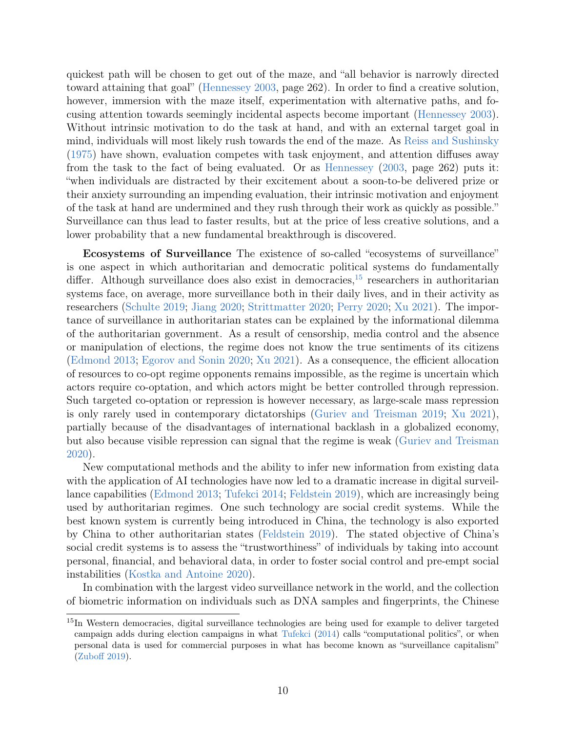quickest path will be chosen to get out of the maze, and "all behavior is narrowly directed toward attaining that goal" (Hennessey 2003, page 262). In order to find a creative solution, however, immersion with the maze itself, experimentation with alternative paths, and focusing attention towards seemingly incidental aspects become important (Hennessey 2003). Without intrinsic motivation to do the task at hand, and with an external target goal in mind, individuals will most likely rush towards the end of the maze. As Reiss and Sushinsky (1975) have shown, evaluation competes with task enjoyment, and attention diffuses away from the task to the fact of being evaluated. Or as Hennessey (2003, page 262) puts it: "when individuals are distracted by their excitement about a soon-to-be delivered prize or their anxiety surrounding an impending evaluation, their intrinsic motivation and enjoyment of the task at hand are undermined and they rush through their work as quickly as possible." Surveillance can thus lead to faster results, but at the price of less creative solutions, and a lower probability that a new fundamental breakthrough is discovered.

**Ecosystems of Surveillance** The existence of so-called "ecosystems of surveillance" is one aspect in which authoritarian and democratic political systems do fundamentally differ. Although surveillance does also exist in democracies,[15] researchers in authoritarian systems face, on average, more surveillance both in their daily lives, and in their activity as researchers (Schulte 2019; Jiang 2020; Strittmatter 2020; Perry 2020; Xu 2021). The importance of surveillance in authoritarian states can be explained by the informational dilemma of the authoritarian government. As a result of censorship, media control and the absence or manipulation of elections, the regime does not know the true sentiments of its citizens (Edmond 2013; Egorov and Sonin 2020; Xu 2021). As a consequence, the efficient allocation of resources to co-opt regime opponents remains impossible, as the regime is uncertain which actors require co-optation, and which actors might be better controlled through repression. Such targeted co-optation or repression is however necessary, as large-scale mass repression is only rarely used in contemporary dictatorships (Guriev and Treisman 2019; Xu 2021), partially because of the disadvantages of international backlash in a globalized economy, but also because visible repression can signal that the regime is weak (Guriev and Treisman 2020).

New computational methods and the ability to infer new information from existing data with the application of AI technologies have now led to a dramatic increase in digital surveillance capabilities (Edmond 2013; Tufekci 2014; Feldstein 2019), which are increasingly being used by authoritarian regimes. One such technology are social credit systems. While the best known system is currently being introduced in China, the technology is also exported by China to other authoritarian states (Feldstein 2019). The stated objective of China's social credit systems is to assess the "trustworthiness" of individuals by taking into account personal, financial, and behavioral data, in order to foster social control and pre-empt social instabilities (Kostka and Antoine 2020).

In combination with the largest video surveillance network in the world, and the collection of biometric information on individuals such as DNA samples and fingerprints, the Chinese

[15] In Western democracies, digital surveillance technologies are being used for example to deliver targeted campaign adds during election campaigns in what Tufekci (2014) calls "computational politics", or when personal data is used for commercial purposes in what has become known as "surveillance capitalism" (Zuboff 2019).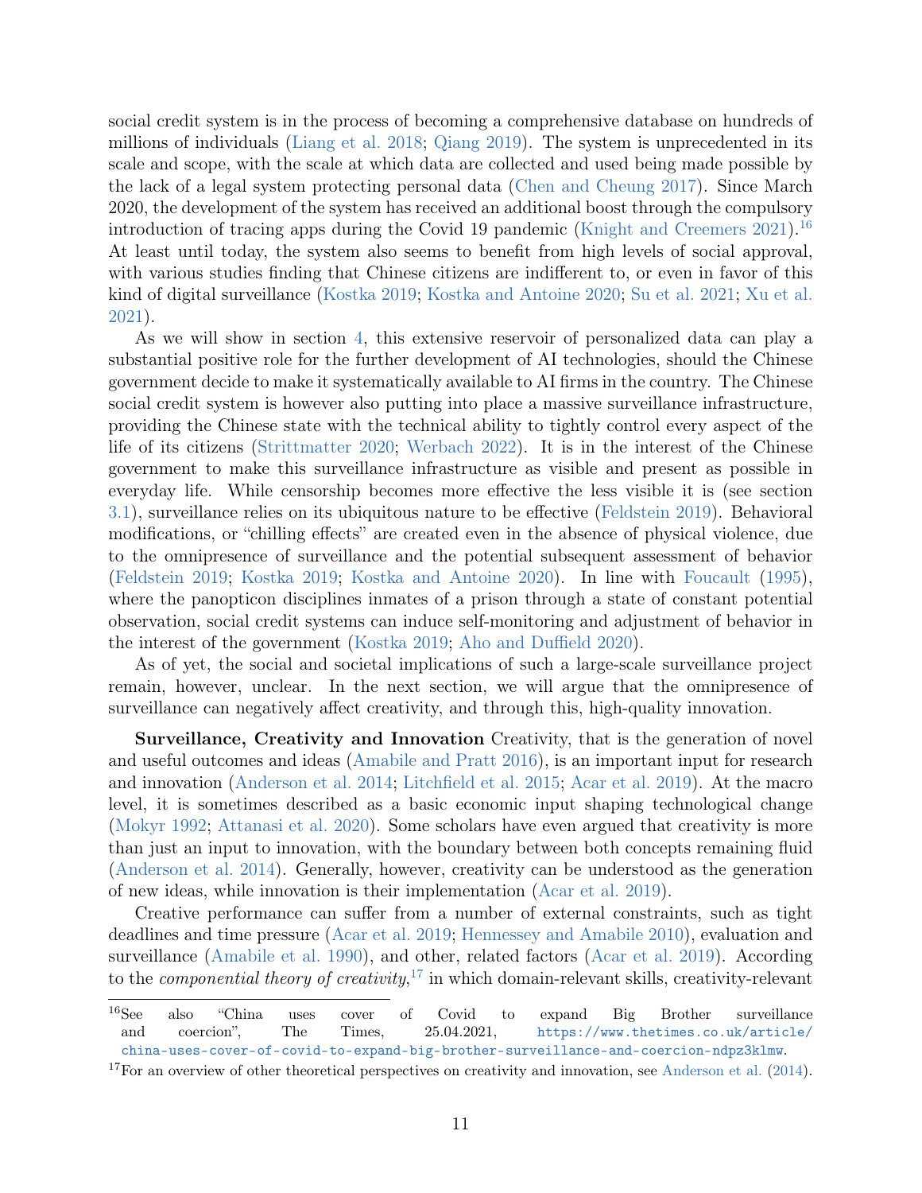social credit system is in the process of becoming a comprehensive database on hundreds of millions of individuals (Liang et al. 2018; Qiang 2019). The system is unprecedented in its scale and scope, with the scale at which data are collected and used being made possible by the lack of a legal system protecting personal data (Chen and Cheung 2017). Since March 2020, the development of the system has received an additional boost through the compulsory introduction of tracing apps during the Covid 19 pandemic (Knight and Creemers 2021).[16] At least until today, the system also seems to benefit from high levels of social approval, with various studies finding that Chinese citizens are indifferent to, or even in favor of this kind of digital surveillance (Kostka 2019; Kostka and Antoine 2020; Su et al. 2021; Xu et al. 2021).

As we will show in section 4, this extensive reservoir of personalized data can play a substantial positive role for the further development of AI technologies, should the Chinese government decide to make it systematically available to AI firms in the country. The Chinese social credit system is however also putting into place a massive surveillance infrastructure, providing the Chinese state with the technical ability to tightly control every aspect of the life of its citizens (Strittmatter 2020; Werbach 2022). It is in the interest of the Chinese government to make this surveillance infrastructure as visible and present as possible in everyday life. While censorship becomes more effective the less visible it is (see section 3.1), surveillance relies on its ubiquitous nature to be effective (Feldstein 2019). Behavioral modifications, or "chilling effects" are created even in the absence of physical violence, due to the omnipresence of surveillance and the potential subsequent assessment of behavior (Feldstein 2019; Kostka 2019; Kostka and Antoine 2020). In line with Foucault (1995), where the panopticon disciplines inmates of a prison through a state of constant potential observation, social credit systems can induce self-monitoring and adjustment of behavior in the interest of the government (Kostka 2019; Aho and Duffield 2020).

As of yet, the social and societal implications of such a large-scale surveillance project remain, however, unclear. In the next section, we will argue that the omnipresence of surveillance can negatively affect creativity, and through this, high-quality innovation.

**Surveillance, Creativity and Innovation** Creativity, that is the generation of novel and useful outcomes and ideas (Amabile and Pratt 2016), is an important input for research and innovation (Anderson et al. 2014; Litchfield et al. 2015; Acar et al. 2019). At the macro level, it is sometimes described as a basic economic input shaping technological change (Mokyr 1992; Attanasi et al. 2020). Some scholars have even argued that creativity is more than just an input to innovation, with the boundary between both concepts remaining fluid (Anderson et al. 2014). Generally, however, creativity can be understood as the generation of new ideas, while innovation is their implementation (Acar et al. 2019).

Creative performance can suffer from a number of external constraints, such as tight deadlines and time pressure (Acar et al. 2019; Hennessey and Amabile 2010), evaluation and surveillance (Amabile et al. 1990), and other, related factors (Acar et al. 2019). According to the *componential theory of creativity*,[17] in which domain-relevant skills, creativity-relevant

[16] See also "China uses cover of Covid to expand Big Brother surveillance and coercion", The Times, 25.04.2021, https://www.thetimes.co.uk/article/china-uses-cover-of-covid-to-expand-big-brother-surveillance-and-coercion-ndpz3klmw.

[17] For an overview of other theoretical perspectives on creativity and innovation, see Anderson et al. (2014).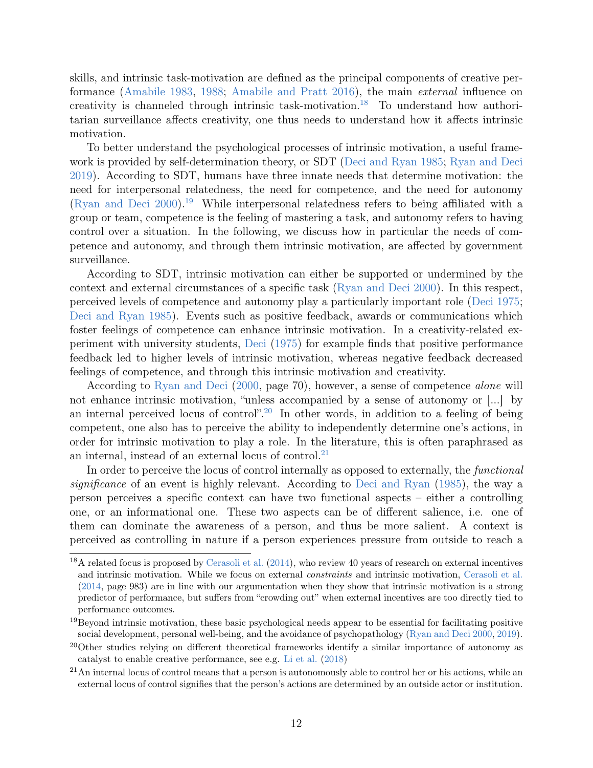skills, and intrinsic task-motivation are defined as the principal components of creative performance (Amabile 1983, 1988; Amabile and Pratt 2016), the main *external* influence on creativity is channeled through intrinsic task-motivation.[18] To understand how authoritarian surveillance affects creativity, one thus needs to understand how it affects intrinsic motivation.

To better understand the psychological processes of intrinsic motivation, a useful framework is provided by self-determination theory, or SDT (Deci and Ryan 1985; Ryan and Deci 2019). According to SDT, humans have three innate needs that determine motivation: the need for interpersonal relatedness, the need for competence, and the need for autonomy (Ryan and Deci 2000).[19] While interpersonal relatedness refers to being affiliated with a group or team, competence is the feeling of mastering a task, and autonomy refers to having control over a situation. In the following, we discuss how in particular the needs of competence and autonomy, and through them intrinsic motivation, are affected by government surveillance.

According to SDT, intrinsic motivation can either be supported or undermined by the context and external circumstances of a specific task (Ryan and Deci 2000). In this respect, perceived levels of competence and autonomy play a particularly important role (Deci 1975; Deci and Ryan 1985). Events such as positive feedback, awards or communications which foster feelings of competence can enhance intrinsic motivation. In a creativity-related experiment with university students, Deci (1975) for example finds that positive performance feedback led to higher levels of intrinsic motivation, whereas negative feedback decreased feelings of competence, and through this intrinsic motivation and creativity.

According to Ryan and Deci (2000, page 70), however, a sense of competence *alone* will not enhance intrinsic motivation, "unless accompanied by a sense of autonomy or [...] by an internal perceived locus of control".[20] In other words, in addition to a feeling of being competent, one also has to perceive the ability to independently determine one's actions, in order for intrinsic motivation to play a role. In the literature, this is often paraphrased as an internal, instead of an external locus of control.[21]

In order to perceive the locus of control internally as opposed to externally, the *functional significance* of an event is highly relevant. According to Deci and Ryan (1985), the way a person perceives a specific context can have two functional aspects – either a controlling one, or an informational one. These two aspects can be of different salience, i.e. one of them can dominate the awareness of a person, and thus be more salient. A context is perceived as controlling in nature if a person experiences pressure from outside to reach a

[18] A related focus is proposed by Cerasoli et al. (2014), who review 40 years of research on external incentives and intrinsic motivation. While we focus on external *constraints* and intrinsic motivation, Cerasoli et al. (2014, page 983) are in line with our argumentation when they show that intrinsic motivation is a strong predictor of performance, but suffers from "crowding out" when external incentives are too directly tied to performance outcomes.

[19] Beyond intrinsic motivation, these basic psychological needs appear to be essential for facilitating positive social development, personal well-being, and the avoidance of psychopathology (Ryan and Deci 2000, 2019).

[20] Other studies relying on different theoretical frameworks identify a similar importance of autonomy as catalyst to enable creative performance, see e.g. Li et al. (2018)

[21] An internal locus of control means that a person is autonomously able to control her or his actions, while an external locus of control signifies that the person's actions are determined by an outside actor or institution.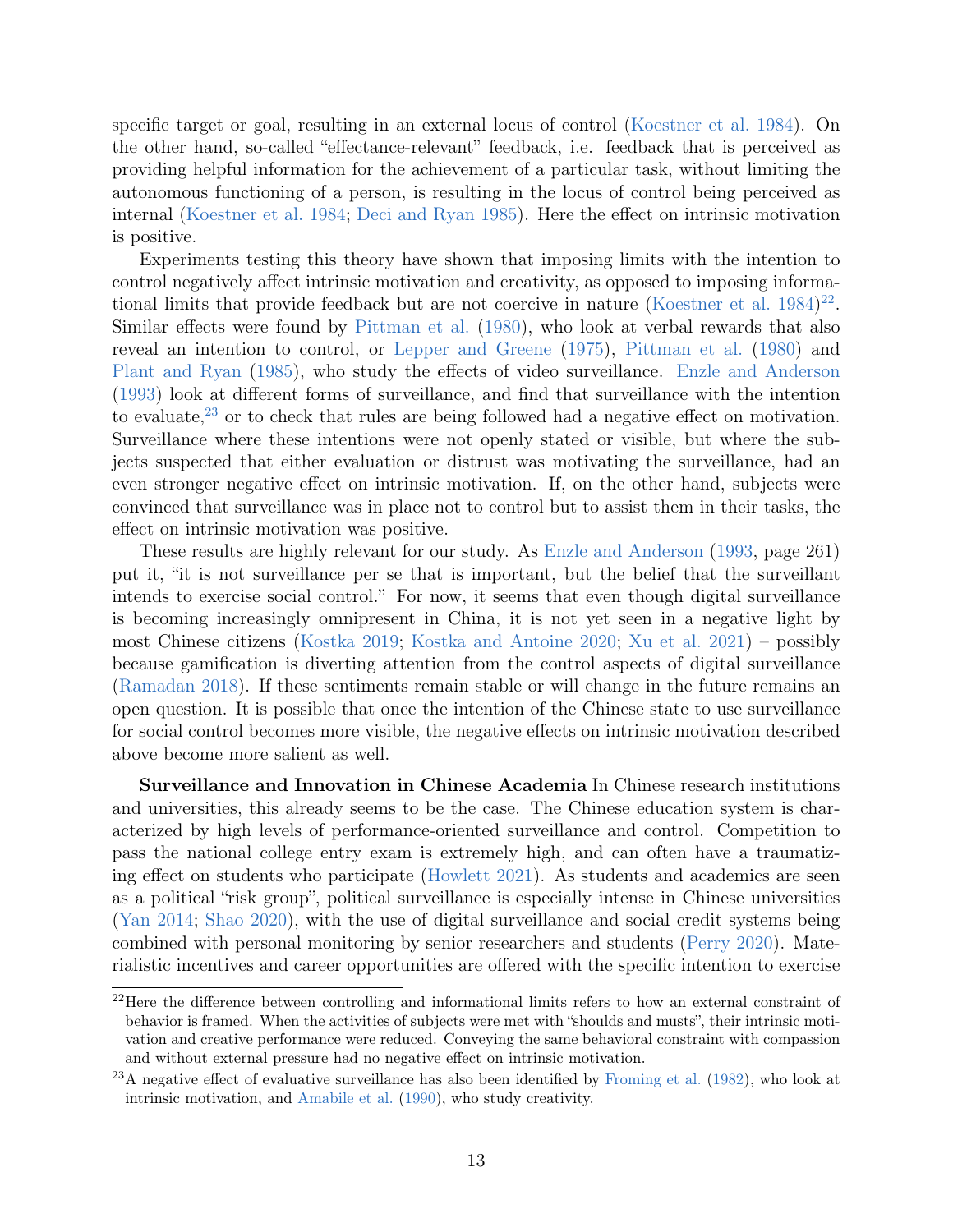specific target or goal, resulting in an external locus of control (Koestner et al. 1984). On the other hand, so-called "effectance-relevant" feedback, i.e. feedback that is perceived as providing helpful information for the achievement of a particular task, without limiting the autonomous functioning of a person, is resulting in the locus of control being perceived as internal (Koestner et al. 1984; Deci and Ryan 1985). Here the effect on intrinsic motivation is positive.

Experiments testing this theory have shown that imposing limits with the intention to control negatively affect intrinsic motivation and creativity, as opposed to imposing informational limits that provide feedback but are not coercive in nature (Koestner et al. 1984)[22]. Similar effects were found by Pittman et al. (1980), who look at verbal rewards that also reveal an intention to control, or Lepper and Greene (1975), Pittman et al. (1980) and Plant and Ryan (1985), who study the effects of video surveillance. Enzle and Anderson (1993) look at different forms of surveillance, and find that surveillance with the intention to evaluate,[23] or to check that rules are being followed had a negative effect on motivation. Surveillance where these intentions were not openly stated or visible, but where the subjects suspected that either evaluation or distrust was motivating the surveillance, had an even stronger negative effect on intrinsic motivation. If, on the other hand, subjects were convinced that surveillance was in place not to control but to assist them in their tasks, the effect on intrinsic motivation was positive.

These results are highly relevant for our study. As Enzle and Anderson (1993, page 261) put it, "it is not surveillance per se that is important, but the belief that the surveillant intends to exercise social control." For now, it seems that even though digital surveillance is becoming increasingly omnipresent in China, it is not yet seen in a negative light by most Chinese citizens (Kostka 2019; Kostka and Antoine 2020; Xu et al. 2021) – possibly because gamification is diverting attention from the control aspects of digital surveillance (Ramadan 2018). If these sentiments remain stable or will change in the future remains an open question. It is possible that once the intention of the Chinese state to use surveillance for social control becomes more visible, the negative effects on intrinsic motivation described above become more salient as well.

**Surveillance and Innovation in Chinese Academia** In Chinese research institutions and universities, this already seems to be the case. The Chinese education system is characterized by high levels of performance-oriented surveillance and control. Competition to pass the national college entry exam is extremely high, and can often have a traumatizing effect on students who participate (Howlett 2021). As students and academics are seen as a political "risk group", political surveillance is especially intense in Chinese universities (Yan 2014; Shao 2020), with the use of digital surveillance and social credit systems being combined with personal monitoring by senior researchers and students (Perry 2020). Materialistic incentives and career opportunities are offered with the specific intention to exercise

[22] Here the difference between controlling and informational limits refers to how an external constraint of behavior is framed. When the activities of subjects were met with "shoulds and musts", their intrinsic motivation and creative performance were reduced. Conveying the same behavioral constraint with compassion and without external pressure had no negative effect on intrinsic motivation.

[23] A negative effect of evaluative surveillance has also been identified by Froming et al. (1982), who look at intrinsic motivation, and Amabile et al. (1990), who study creativity.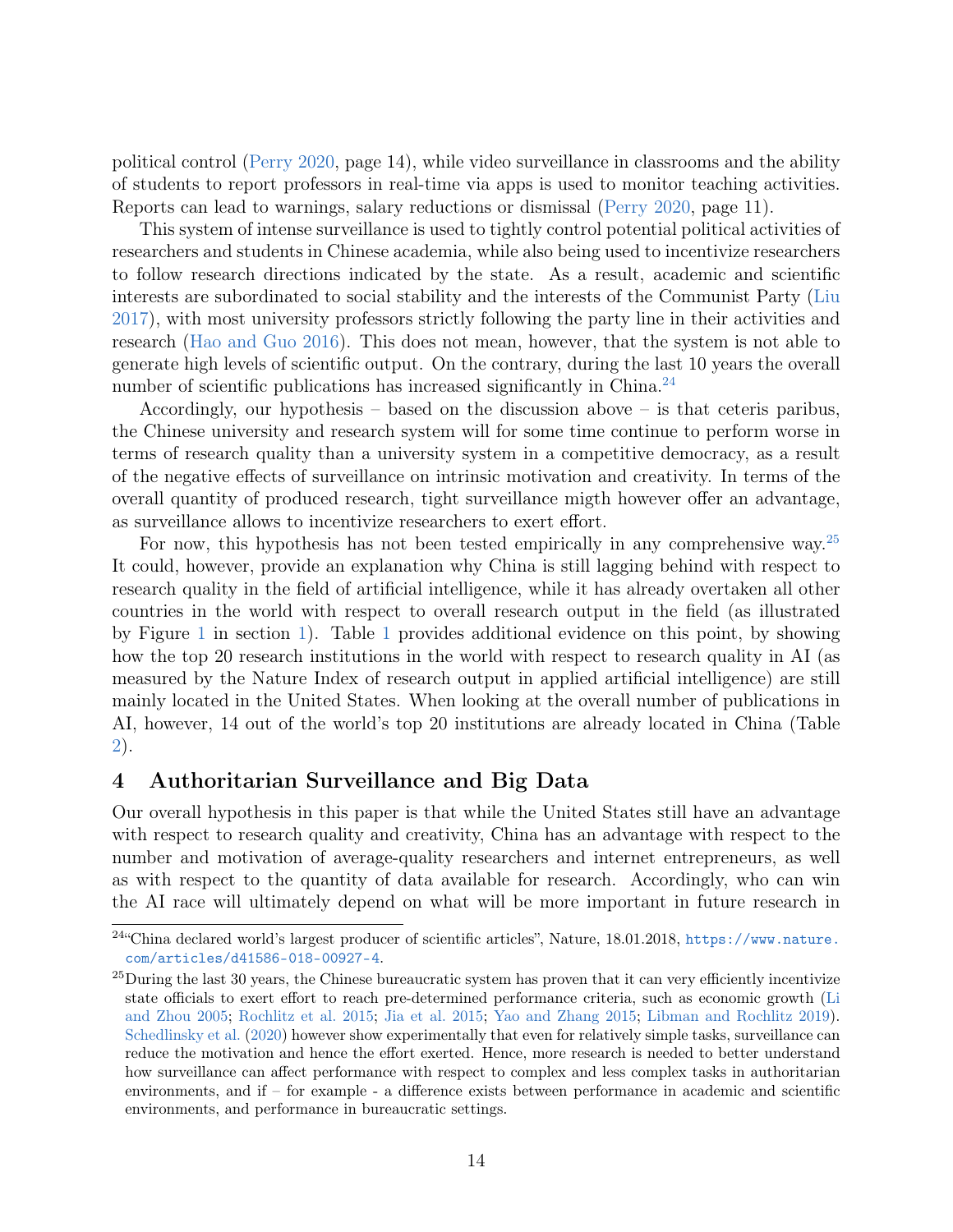political control (Perry 2020, page 14), while video surveillance in classrooms and the ability of students to report professors in real-time via apps is used to monitor teaching activities. Reports can lead to warnings, salary reductions or dismissal (Perry 2020, page 11).

This system of intense surveillance is used to tightly control potential political activities of researchers and students in Chinese academia, while also being used to incentivize researchers to follow research directions indicated by the state. As a result, academic and scientific interests are subordinated to social stability and the interests of the Communist Party (Liu 2017), with most university professors strictly following the party line in their activities and research (Hao and Guo 2016). This does not mean, however, that the system is not able to generate high levels of scientific output. On the contrary, during the last 10 years the overall number of scientific publications has increased significantly in China.[24]

Accordingly, our hypothesis – based on the discussion above – is that ceteris paribus, the Chinese university and research system will for some time continue to perform worse in terms of research quality than a university system in a competitive democracy, as a result of the negative effects of surveillance on intrinsic motivation and creativity. In terms of the overall quantity of produced research, tight surveillance migth however offer an advantage, as surveillance allows to incentivize researchers to exert effort.

For now, this hypothesis has not been tested empirically in any comprehensive way.[25] It could, however, provide an explanation why China is still lagging behind with respect to research quality in the field of artificial intelligence, while it has already overtaken all other countries in the world with respect to overall research output in the field (as illustrated by Figure 1 in section 1). Table 1 provides additional evidence on this point, by showing how the top 20 research institutions in the world with respect to research quality in AI (as measured by the Nature Index of research output in applied artificial intelligence) are still mainly located in the United States. When looking at the overall number of publications in AI, however, 14 out of the world's top 20 institutions are already located in China (Table 2).

## 4 Authoritarian Surveillance and Big Data

Our overall hypothesis in this paper is that while the United States still have an advantage with respect to research quality and creativity, China has an advantage with respect to the number and motivation of average-quality researchers and internet entrepreneurs, as well as with respect to the quantity of data available for research. Accordingly, who can win the AI race will ultimately depend on what will be more important in future research in

---

[24] "China declared world's largest producer of scientific articles", Nature, 18.01.2018, https://www.nature.com/articles/d41586-018-00927-4.

[25] During the last 30 years, the Chinese bureaucratic system has proven that it can very efficiently incentivize state officials to exert effort to reach pre-determined performance criteria, such as economic growth (Li and Zhou 2005; Rochlitz et al. 2015; Jia et al. 2015; Yao and Zhang 2015; Libman and Rochlitz 2019). Schedlinsky et al. (2020) however show experimentally that even for relatively simple tasks, surveillance can reduce the motivation and hence the effort exerted. Hence, more research is needed to better understand how surveillance can affect performance with respect to complex and less complex tasks in authoritarian environments, and if – for example - a difference exists between performance in academic and scientific environments, and performance in bureaucratic settings.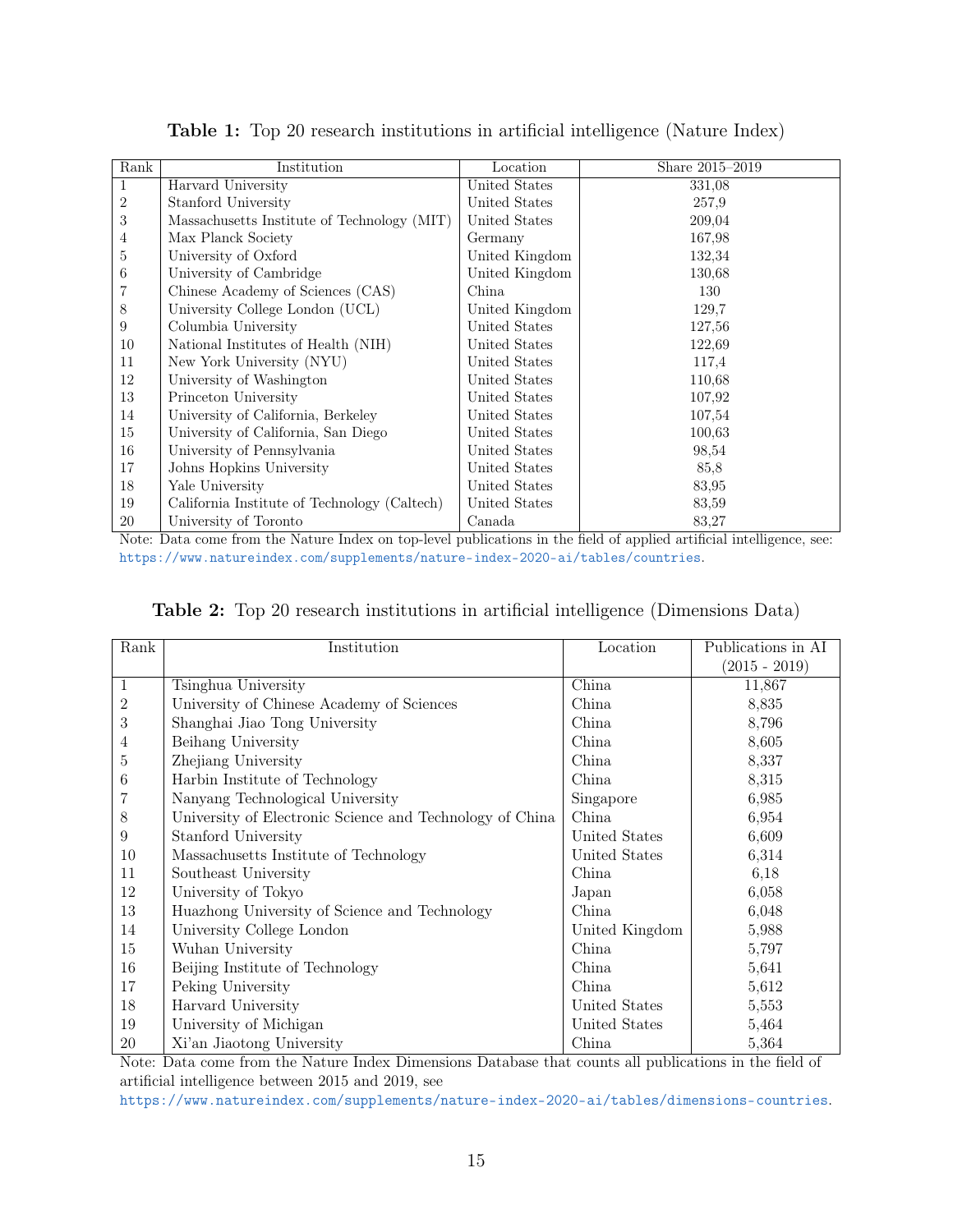**Table 1:** Top 20 research institutions in artificial intelligence (Nature Index)

| Rank | Institution | Location | Share 2015–2019 |
|---|---|---|---|
| 1 | Harvard University | United States | 331,08 |
| 2 | Stanford University | United States | 257,9 |
| 3 | Massachusetts Institute of Technology (MIT) | United States | 209,04 |
| 4 | Max Planck Society | Germany | 167,98 |
| 5 | University of Oxford | United Kingdom | 132,34 |
| 6 | University of Cambridge | United Kingdom | 130,68 |
| 7 | Chinese Academy of Sciences (CAS) | China | 130 |
| 8 | University College London (UCL) | United Kingdom | 129,7 |
| 9 | Columbia University | United States | 127,56 |
| 10 | National Institutes of Health (NIH) | United States | 122,69 |
| 11 | New York University (NYU) | United States | 117,4 |
| 12 | University of Washington | United States | 110,68 |
| 13 | Princeton University | United States | 107,92 |
| 14 | University of California, Berkeley | United States | 107,54 |
| 15 | University of California, San Diego | United States | 100,63 |
| 16 | University of Pennsylvania | United States | 98,54 |
| 17 | Johns Hopkins University | United States | 85,8 |
| 18 | Yale University | United States | 83,95 |
| 19 | California Institute of Technology (Caltech) | United States | 83,59 |
| 20 | University of Toronto | Canada | 83,27 |

Note: Data come from the Nature Index on top-level publications in the field of applied artificial intelligence, see: https://www.natureindex.com/supplements/nature-index-2020-ai/tables/countries.

**Table 2:** Top 20 research institutions in artificial intelligence (Dimensions Data)

| Rank | Institution | Location | Publications in AI (2015 - 2019) |
|---|---|---|---|
| 1 | Tsinghua University | China | 11,867 |
| 2 | University of Chinese Academy of Sciences | China | 8,835 |
| 3 | Shanghai Jiao Tong University | China | 8,796 |
| 4 | Beihang University | China | 8,605 |
| 5 | Zhejiang University | China | 8,337 |
| 6 | Harbin Institute of Technology | China | 8,315 |
| 7 | Nanyang Technological University | Singapore | 6,985 |
| 8 | University of Electronic Science and Technology of China | China | 6,954 |
| 9 | Stanford University | United States | 6,609 |
| 10 | Massachusetts Institute of Technology | United States | 6,314 |
| 11 | Southeast University | China | 6,18 |
| 12 | University of Tokyo | Japan | 6,058 |
| 13 | Huazhong University of Science and Technology | China | 6,048 |
| 14 | University College London | United Kingdom | 5,988 |
| 15 | Wuhan University | China | 5,797 |
| 16 | Beijing Institute of Technology | China | 5,641 |
| 17 | Peking University | China | 5,612 |
| 18 | Harvard University | United States | 5,553 |
| 19 | University of Michigan | United States | 5,464 |
| 20 | Xi'an Jiaotong University | China | 5,364 |

Note: Data come from the Nature Index Dimensions Database that counts all publications in the field of artificial intelligence between 2015 and 2019, see https://www.natureindex.com/supplements/nature-index-2020-ai/tables/dimensions-countries.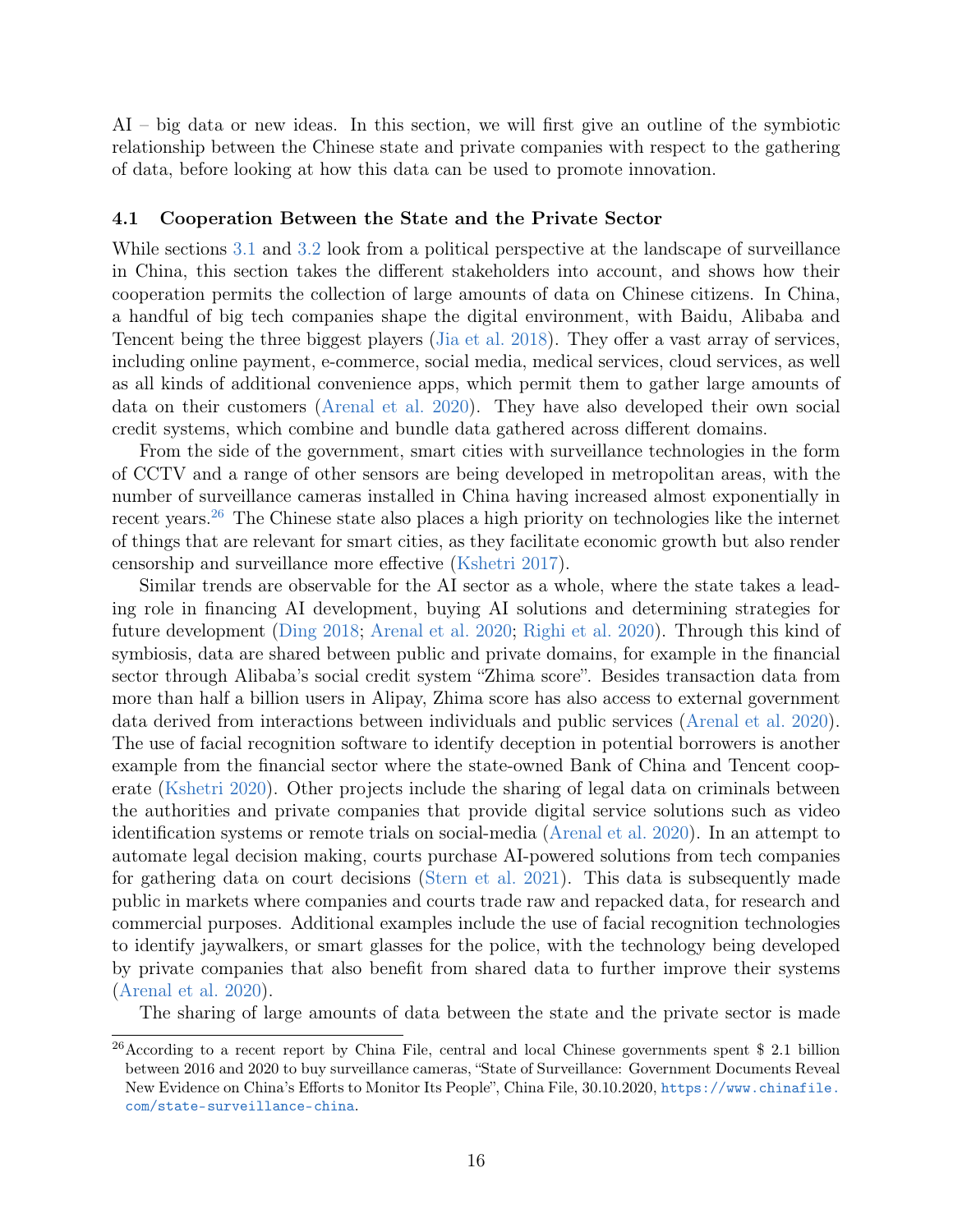AI – big data or new ideas. In this section, we will first give an outline of the symbiotic relationship between the Chinese state and private companies with respect to the gathering of data, before looking at how this data can be used to promote innovation.

### 4.1 Cooperation Between the State and the Private Sector

While sections 3.1 and 3.2 look from a political perspective at the landscape of surveillance in China, this section takes the different stakeholders into account, and shows how their cooperation permits the collection of large amounts of data on Chinese citizens. In China, a handful of big tech companies shape the digital environment, with Baidu, Alibaba and Tencent being the three biggest players (Jia et al. 2018). They offer a vast array of services, including online payment, e-commerce, social media, medical services, cloud services, as well as all kinds of additional convenience apps, which permit them to gather large amounts of data on their customers (Arenal et al. 2020). They have also developed their own social credit systems, which combine and bundle data gathered across different domains.

From the side of the government, smart cities with surveillance technologies in the form of CCTV and a range of other sensors are being developed in metropolitan areas, with the number of surveillance cameras installed in China having increased almost exponentially in recent years.[26] The Chinese state also places a high priority on technologies like the internet of things that are relevant for smart cities, as they facilitate economic growth but also render censorship and surveillance more effective (Kshetri 2017).

Similar trends are observable for the AI sector as a whole, where the state takes a leading role in financing AI development, buying AI solutions and determining strategies for future development (Ding 2018; Arenal et al. 2020; Righi et al. 2020). Through this kind of symbiosis, data are shared between public and private domains, for example in the financial sector through Alibaba's social credit system "Zhima score". Besides transaction data from more than half a billion users in Alipay, Zhima score has also access to external government data derived from interactions between individuals and public services (Arenal et al. 2020). The use of facial recognition software to identify deception in potential borrowers is another example from the financial sector where the state-owned Bank of China and Tencent cooperate (Kshetri 2020). Other projects include the sharing of legal data on criminals between the authorities and private companies that provide digital service solutions such as video identification systems or remote trials on social-media (Arenal et al. 2020). In an attempt to automate legal decision making, courts purchase AI-powered solutions from tech companies for gathering data on court decisions (Stern et al. 2021). This data is subsequently made public in markets where companies and courts trade raw and repacked data, for research and commercial purposes. Additional examples include the use of facial recognition technologies to identify jaywalkers, or smart glasses for the police, with the technology being developed by private companies that also benefit from shared data to further improve their systems (Arenal et al. 2020).

The sharing of large amounts of data between the state and the private sector is made

[26] According to a recent report by China File, central and local Chinese governments spent $ 2.1 billion between 2016 and 2020 to buy surveillance cameras, "State of Surveillance: Government Documents Reveal New Evidence on China's Efforts to Monitor Its People", China File, 30.10.2020, https://www.chinafile.com/state-surveillance-china.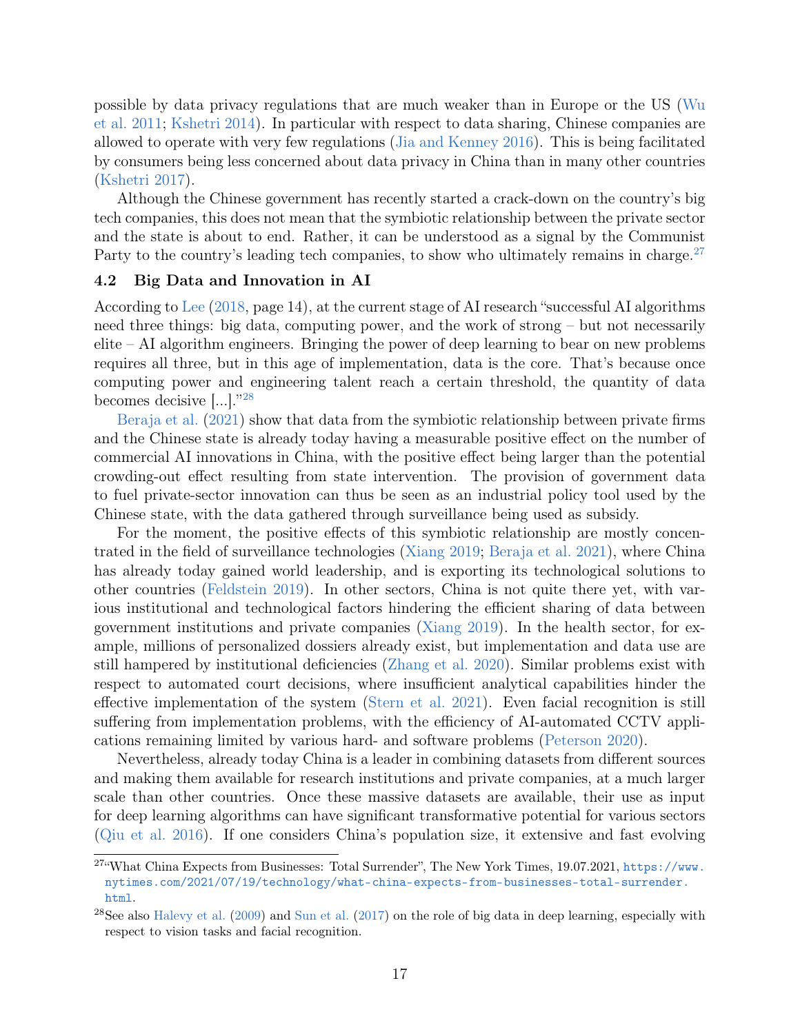possible by data privacy regulations that are much weaker than in Europe or the US (Wu et al. 2011; Kshetri 2014). In particular with respect to data sharing, Chinese companies are allowed to operate with very few regulations (Jia and Kenney 2016). This is being facilitated by consumers being less concerned about data privacy in China than in many other countries (Kshetri 2017).

Although the Chinese government has recently started a crack-down on the country's big tech companies, this does not mean that the symbiotic relationship between the private sector and the state is about to end. Rather, it can be understood as a signal by the Communist Party to the country's leading tech companies, to show who ultimately remains in charge.[27]

### 4.2 Big Data and Innovation in AI

According to Lee (2018, page 14), at the current stage of AI research "successful AI algorithms need three things: big data, computing power, and the work of strong – but not necessarily elite – AI algorithm engineers. Bringing the power of deep learning to bear on new problems requires all three, but in this age of implementation, data is the core. That's because once computing power and engineering talent reach a certain threshold, the quantity of data becomes decisive [...]."[28]

Beraja et al. (2021) show that data from the symbiotic relationship between private firms and the Chinese state is already today having a measurable positive effect on the number of commercial AI innovations in China, with the positive effect being larger than the potential crowding-out effect resulting from state intervention. The provision of government data to fuel private-sector innovation can thus be seen as an industrial policy tool used by the Chinese state, with the data gathered through surveillance being used as subsidy.

For the moment, the positive effects of this symbiotic relationship are mostly concentrated in the field of surveillance technologies (Xiang 2019; Beraja et al. 2021), where China has already today gained world leadership, and is exporting its technological solutions to other countries (Feldstein 2019). In other sectors, China is not quite there yet, with various institutional and technological factors hindering the efficient sharing of data between government institutions and private companies (Xiang 2019). In the health sector, for example, millions of personalized dossiers already exist, but implementation and data use are still hampered by institutional deficiencies (Zhang et al. 2020). Similar problems exist with respect to automated court decisions, where insufficient analytical capabilities hinder the effective implementation of the system (Stern et al. 2021). Even facial recognition is still suffering from implementation problems, with the efficiency of AI-automated CCTV applications remaining limited by various hard- and software problems (Peterson 2020).

Nevertheless, already today China is a leader in combining datasets from different sources and making them available for research institutions and private companies, at a much larger scale than other countries. Once these massive datasets are available, their use as input for deep learning algorithms can have significant transformative potential for various sectors (Qiu et al. 2016). If one considers China's population size, it extensive and fast evolving

[27] "What China Expects from Businesses: Total Surrender", The New York Times, 19.07.2021, https://www.nytimes.com/2021/07/19/technology/what-china-expects-from-businesses-total-surrender.html.

[28] See also Halevy et al. (2009) and Sun et al. (2017) on the role of big data in deep learning, especially with respect to vision tasks and facial recognition.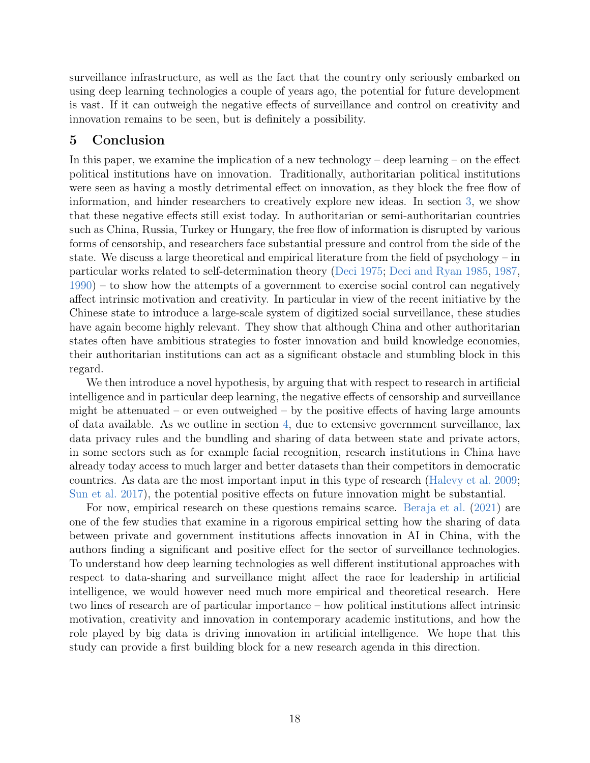surveillance infrastructure, as well as the fact that the country only seriously embarked on using deep learning technologies a couple of years ago, the potential for future development is vast. If it can outweigh the negative effects of surveillance and control on creativity and innovation remains to be seen, but is definitely a possibility.

## 5 Conclusion

In this paper, we examine the implication of a new technology – deep learning – on the effect political institutions have on innovation. Traditionally, authoritarian political institutions were seen as having a mostly detrimental effect on innovation, as they block the free flow of information, and hinder researchers to creatively explore new ideas. In section 3, we show that these negative effects still exist today. In authoritarian or semi-authoritarian countries such as China, Russia, Turkey or Hungary, the free flow of information is disrupted by various forms of censorship, and researchers face substantial pressure and control from the side of the state. We discuss a large theoretical and empirical literature from the field of psychology – in particular works related to self-determination theory (Deci 1975; Deci and Ryan 1985, 1987, 1990) – to show how the attempts of a government to exercise social control can negatively affect intrinsic motivation and creativity. In particular in view of the recent initiative by the Chinese state to introduce a large-scale system of digitized social surveillance, these studies have again become highly relevant. They show that although China and other authoritarian states often have ambitious strategies to foster innovation and build knowledge economies, their authoritarian institutions can act as a significant obstacle and stumbling block in this regard.

We then introduce a novel hypothesis, by arguing that with respect to research in artificial intelligence and in particular deep learning, the negative effects of censorship and surveillance might be attenuated – or even outweighed – by the positive effects of having large amounts of data available. As we outline in section 4, due to extensive government surveillance, lax data privacy rules and the bundling and sharing of data between state and private actors, in some sectors such as for example facial recognition, research institutions in China have already today access to much larger and better datasets than their competitors in democratic countries. As data are the most important input in this type of research (Halevy et al. 2009; Sun et al. 2017), the potential positive effects on future innovation might be substantial.

For now, empirical research on these questions remains scarce. Beraja et al. (2021) are one of the few studies that examine in a rigorous empirical setting how the sharing of data between private and government institutions affects innovation in AI in China, with the authors finding a significant and positive effect for the sector of surveillance technologies. To understand how deep learning technologies as well different institutional approaches with respect to data-sharing and surveillance might affect the race for leadership in artificial intelligence, we would however need much more empirical and theoretical research. Here two lines of research are of particular importance – how political institutions affect intrinsic motivation, creativity and innovation in contemporary academic institutions, and how the role played by big data is driving innovation in artificial intelligence. We hope that this study can provide a first building block for a new research agenda in this direction.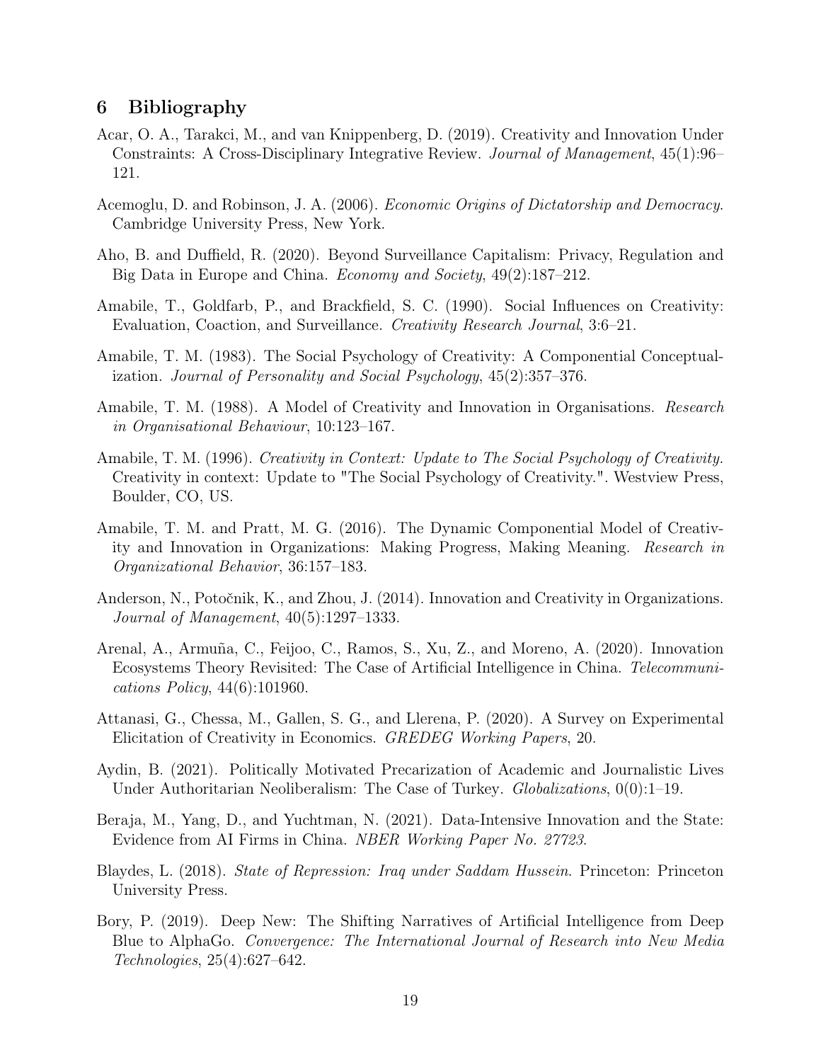## 6 Bibliography

Acar, O. A., Tarakci, M., and van Knippenberg, D. (2019). Creativity and Innovation Under Constraints: A Cross-Disciplinary Integrative Review. *Journal of Management*, 45(1):96–121.

Acemoglu, D. and Robinson, J. A. (2006). *Economic Origins of Dictatorship and Democracy*. Cambridge University Press, New York.

Aho, B. and Duffield, R. (2020). Beyond Surveillance Capitalism: Privacy, Regulation and Big Data in Europe and China. *Economy and Society*, 49(2):187–212.

Amabile, T., Goldfarb, P., and Brackfield, S. C. (1990). Social Influences on Creativity: Evaluation, Coaction, and Surveillance. *Creativity Research Journal*, 3:6–21.

Amabile, T. M. (1983). The Social Psychology of Creativity: A Componential Conceptualization. *Journal of Personality and Social Psychology*, 45(2):357–376.

Amabile, T. M. (1988). A Model of Creativity and Innovation in Organisations. *Research in Organisational Behaviour*, 10:123–167.

Amabile, T. M. (1996). *Creativity in Context: Update to The Social Psychology of Creativity.* Creativity in context: Update to "The Social Psychology of Creativity.". Westview Press, Boulder, CO, US.

Amabile, T. M. and Pratt, M. G. (2016). The Dynamic Componential Model of Creativity and Innovation in Organizations: Making Progress, Making Meaning. *Research in Organizational Behavior*, 36:157–183.

Anderson, N., Potočnik, K., and Zhou, J. (2014). Innovation and Creativity in Organizations. *Journal of Management*, 40(5):1297–1333.

Arenal, A., Armuña, C., Feijoo, C., Ramos, S., Xu, Z., and Moreno, A. (2020). Innovation Ecosystems Theory Revisited: The Case of Artificial Intelligence in China. *Telecommunications Policy*, 44(6):101960.

Attanasi, G., Chessa, M., Gallen, S. G., and Llerena, P. (2020). A Survey on Experimental Elicitation of Creativity in Economics. *GREDEG Working Papers*, 20.

Aydin, B. (2021). Politically Motivated Precarization of Academic and Journalistic Lives Under Authoritarian Neoliberalism: The Case of Turkey. *Globalizations*, 0(0):1–19.

Beraja, M., Yang, D., and Yuchtman, N. (2021). Data-Intensive Innovation and the State: Evidence from AI Firms in China. *NBER Working Paper No. 27723*.

Blaydes, L. (2018). *State of Repression: Iraq under Saddam Hussein*. Princeton: Princeton University Press.

Bory, P. (2019). Deep New: The Shifting Narratives of Artificial Intelligence from Deep Blue to AlphaGo. *Convergence: The International Journal of Research into New Media Technologies*, 25(4):627–642.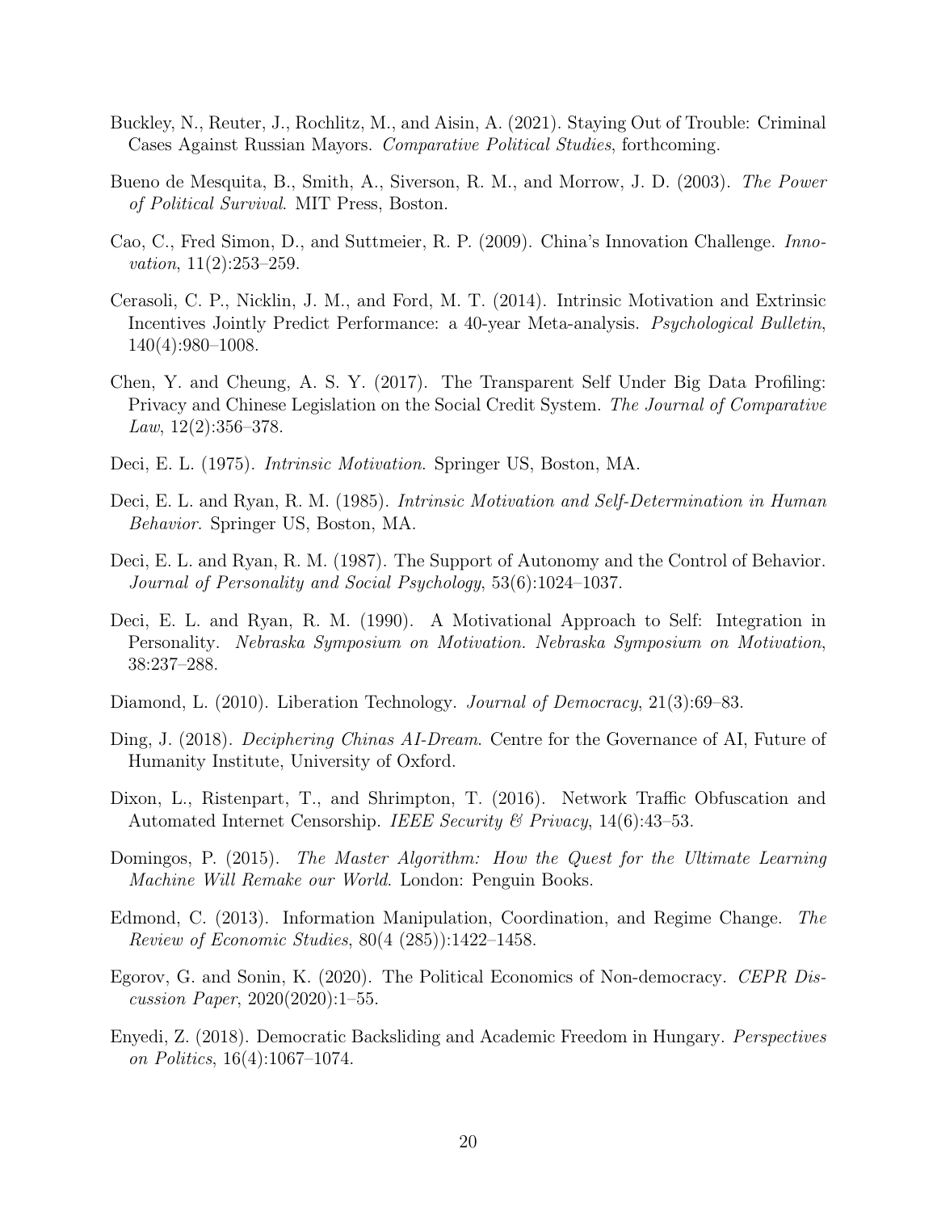Buckley, N., Reuter, J., Rochlitz, M., and Aisin, A. (2021). Staying Out of Trouble: Criminal Cases Against Russian Mayors. *Comparative Political Studies*, forthcoming.

Bueno de Mesquita, B., Smith, A., Siverson, R. M., and Morrow, J. D. (2003). *The Power of Political Survival*. MIT Press, Boston.

Cao, C., Fred Simon, D., and Suttmeier, R. P. (2009). China's Innovation Challenge. *Innovation*, 11(2):253–259.

Cerasoli, C. P., Nicklin, J. M., and Ford, M. T. (2014). Intrinsic Motivation and Extrinsic Incentives Jointly Predict Performance: a 40-year Meta-analysis. *Psychological Bulletin*, 140(4):980–1008.

Chen, Y. and Cheung, A. S. Y. (2017). The Transparent Self Under Big Data Profiling: Privacy and Chinese Legislation on the Social Credit System. *The Journal of Comparative Law*, 12(2):356–378.

Deci, E. L. (1975). *Intrinsic Motivation*. Springer US, Boston, MA.

Deci, E. L. and Ryan, R. M. (1985). *Intrinsic Motivation and Self-Determination in Human Behavior*. Springer US, Boston, MA.

Deci, E. L. and Ryan, R. M. (1987). The Support of Autonomy and the Control of Behavior. *Journal of Personality and Social Psychology*, 53(6):1024–1037.

Deci, E. L. and Ryan, R. M. (1990). A Motivational Approach to Self: Integration in Personality. *Nebraska Symposium on Motivation. Nebraska Symposium on Motivation*, 38:237–288.

Diamond, L. (2010). Liberation Technology. *Journal of Democracy*, 21(3):69–83.

Ding, J. (2018). *Deciphering Chinas AI-Dream*. Centre for the Governance of AI, Future of Humanity Institute, University of Oxford.

Dixon, L., Ristenpart, T., and Shrimpton, T. (2016). Network Traffic Obfuscation and Automated Internet Censorship. *IEEE Security & Privacy*, 14(6):43–53.

Domingos, P. (2015). *The Master Algorithm: How the Quest for the Ultimate Learning Machine Will Remake our World*. London: Penguin Books.

Edmond, C. (2013). Information Manipulation, Coordination, and Regime Change. *The Review of Economic Studies*, 80(4 (285)):1422–1458.

Egorov, G. and Sonin, K. (2020). The Political Economics of Non-democracy. *CEPR Discussion Paper*, 2020(2020):1–55.

Enyedi, Z. (2018). Democratic Backsliding and Academic Freedom in Hungary. *Perspectives on Politics*, 16(4):1067–1074.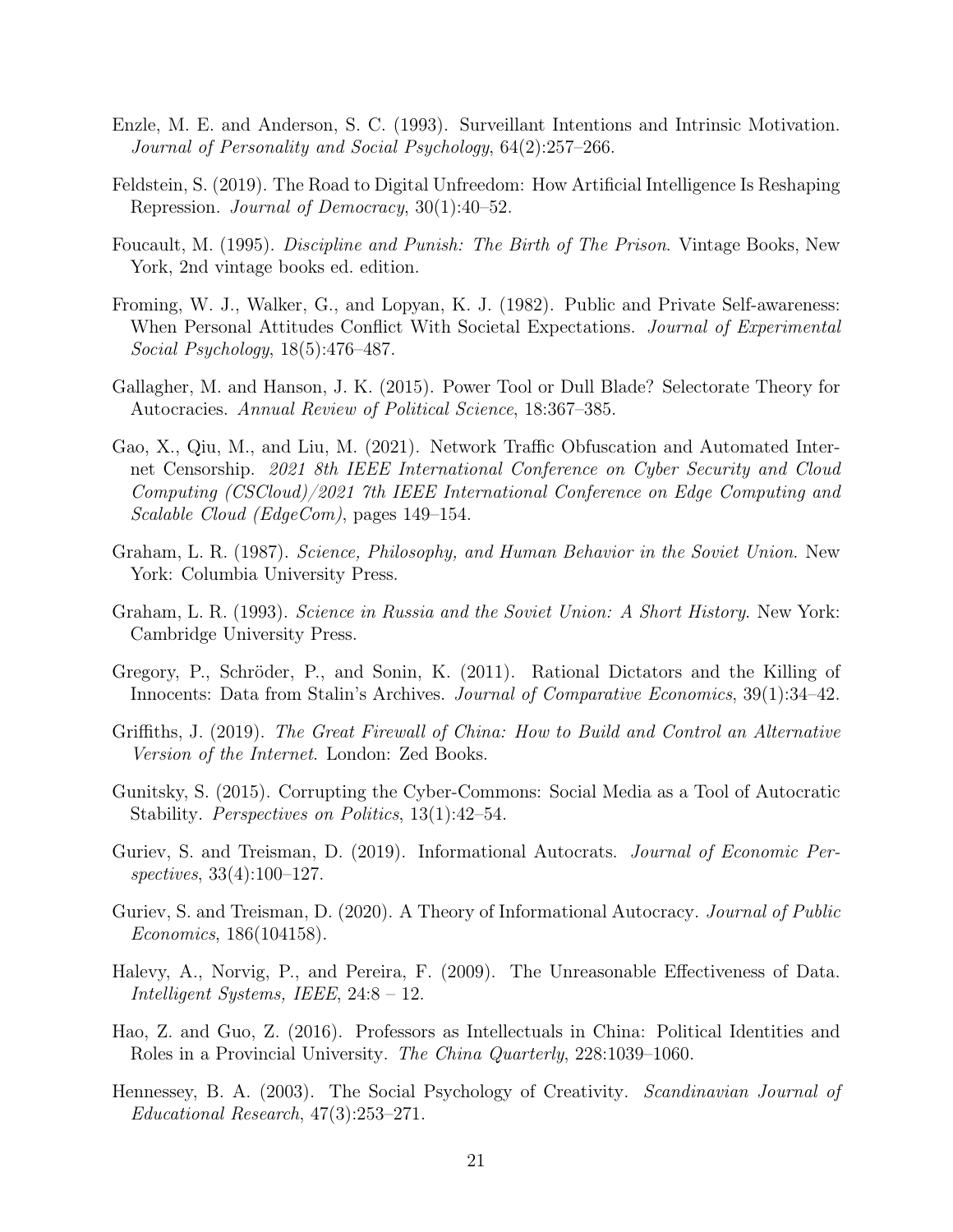Enzle, M. E. and Anderson, S. C. (1993). Surveillant Intentions and Intrinsic Motivation. *Journal of Personality and Social Psychology*, 64(2):257–266.

Feldstein, S. (2019). The Road to Digital Unfreedom: How Artificial Intelligence Is Reshaping Repression. *Journal of Democracy*, 30(1):40–52.

Foucault, M. (1995). *Discipline and Punish: The Birth of The Prison*. Vintage Books, New York, 2nd vintage books ed. edition.

Froming, W. J., Walker, G., and Lopyan, K. J. (1982). Public and Private Self-awareness: When Personal Attitudes Conflict With Societal Expectations. *Journal of Experimental Social Psychology*, 18(5):476–487.

Gallagher, M. and Hanson, J. K. (2015). Power Tool or Dull Blade? Selectorate Theory for Autocracies. *Annual Review of Political Science*, 18:367–385.

Gao, X., Qiu, M., and Liu, M. (2021). Network Traffic Obfuscation and Automated Internet Censorship. *2021 8th IEEE International Conference on Cyber Security and Cloud Computing (CSCloud)/2021 7th IEEE International Conference on Edge Computing and Scalable Cloud (EdgeCom)*, pages 149–154.

Graham, L. R. (1987). *Science, Philosophy, and Human Behavior in the Soviet Union*. New York: Columbia University Press.

Graham, L. R. (1993). *Science in Russia and the Soviet Union: A Short History*. New York: Cambridge University Press.

Gregory, P., Schröder, P., and Sonin, K. (2011). Rational Dictators and the Killing of Innocents: Data from Stalin's Archives. *Journal of Comparative Economics*, 39(1):34–42.

Griffiths, J. (2019). *The Great Firewall of China: How to Build and Control an Alternative Version of the Internet*. London: Zed Books.

Gunitsky, S. (2015). Corrupting the Cyber-Commons: Social Media as a Tool of Autocratic Stability. *Perspectives on Politics*, 13(1):42–54.

Guriev, S. and Treisman, D. (2019). Informational Autocrats. *Journal of Economic Perspectives*, 33(4):100–127.

Guriev, S. and Treisman, D. (2020). A Theory of Informational Autocracy. *Journal of Public Economics*, 186(104158).

Halevy, A., Norvig, P., and Pereira, F. (2009). The Unreasonable Effectiveness of Data. *Intelligent Systems, IEEE*, 24:8 – 12.

Hao, Z. and Guo, Z. (2016). Professors as Intellectuals in China: Political Identities and Roles in a Provincial University. *The China Quarterly*, 228:1039–1060.

Hennessey, B. A. (2003). The Social Psychology of Creativity. *Scandinavian Journal of Educational Research*, 47(3):253–271.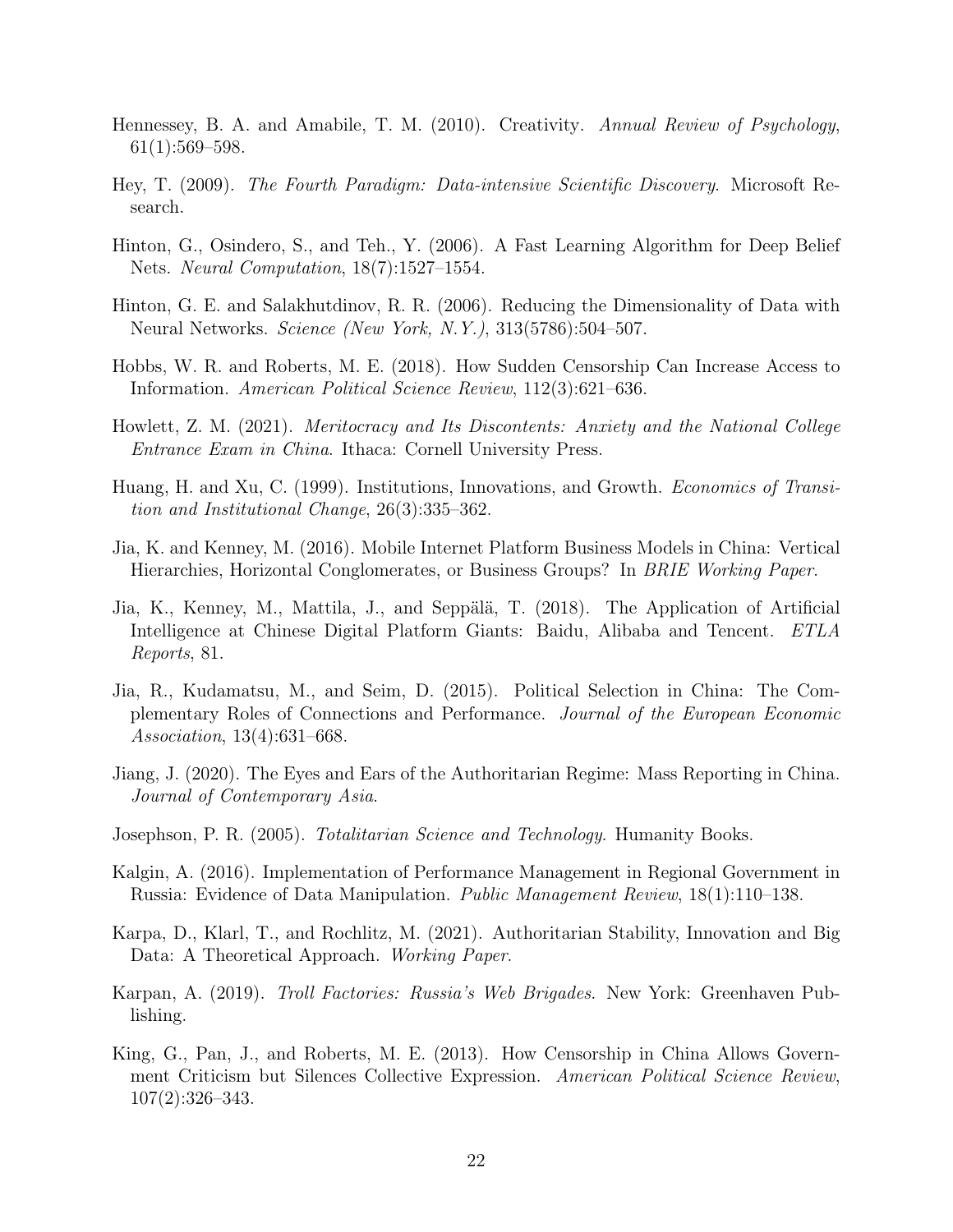Hennessey, B. A. and Amabile, T. M. (2010). Creativity. *Annual Review of Psychology*, 61(1):569–598.

Hey, T. (2009). *The Fourth Paradigm: Data-intensive Scientific Discovery*. Microsoft Research.

Hinton, G., Osindero, S., and Teh., Y. (2006). A Fast Learning Algorithm for Deep Belief Nets. *Neural Computation*, 18(7):1527–1554.

Hinton, G. E. and Salakhutdinov, R. R. (2006). Reducing the Dimensionality of Data with Neural Networks. *Science (New York, N.Y.)*, 313(5786):504–507.

Hobbs, W. R. and Roberts, M. E. (2018). How Sudden Censorship Can Increase Access to Information. *American Political Science Review*, 112(3):621–636.

Howlett, Z. M. (2021). *Meritocracy and Its Discontents: Anxiety and the National College Entrance Exam in China*. Ithaca: Cornell University Press.

Huang, H. and Xu, C. (1999). Institutions, Innovations, and Growth. *Economics of Transition and Institutional Change*, 26(3):335–362.

Jia, K. and Kenney, M. (2016). Mobile Internet Platform Business Models in China: Vertical Hierarchies, Horizontal Conglomerates, or Business Groups? In *BRIE Working Paper*.

Jia, K., Kenney, M., Mattila, J., and Seppälä, T. (2018). The Application of Artificial Intelligence at Chinese Digital Platform Giants: Baidu, Alibaba and Tencent. *ETLA Reports*, 81.

Jia, R., Kudamatsu, M., and Seim, D. (2015). Political Selection in China: The Complementary Roles of Connections and Performance. *Journal of the European Economic Association*, 13(4):631–668.

Jiang, J. (2020). The Eyes and Ears of the Authoritarian Regime: Mass Reporting in China. *Journal of Contemporary Asia*.

Josephson, P. R. (2005). *Totalitarian Science and Technology*. Humanity Books.

Kalgin, A. (2016). Implementation of Performance Management in Regional Government in Russia: Evidence of Data Manipulation. *Public Management Review*, 18(1):110–138.

Karpa, D., Klarl, T., and Rochlitz, M. (2021). Authoritarian Stability, Innovation and Big Data: A Theoretical Approach. *Working Paper*.

Karpan, A. (2019). *Troll Factories: Russia's Web Brigades*. New York: Greenhaven Publishing.

King, G., Pan, J., and Roberts, M. E. (2013). How Censorship in China Allows Government Criticism but Silences Collective Expression. *American Political Science Review*, 107(2):326–343.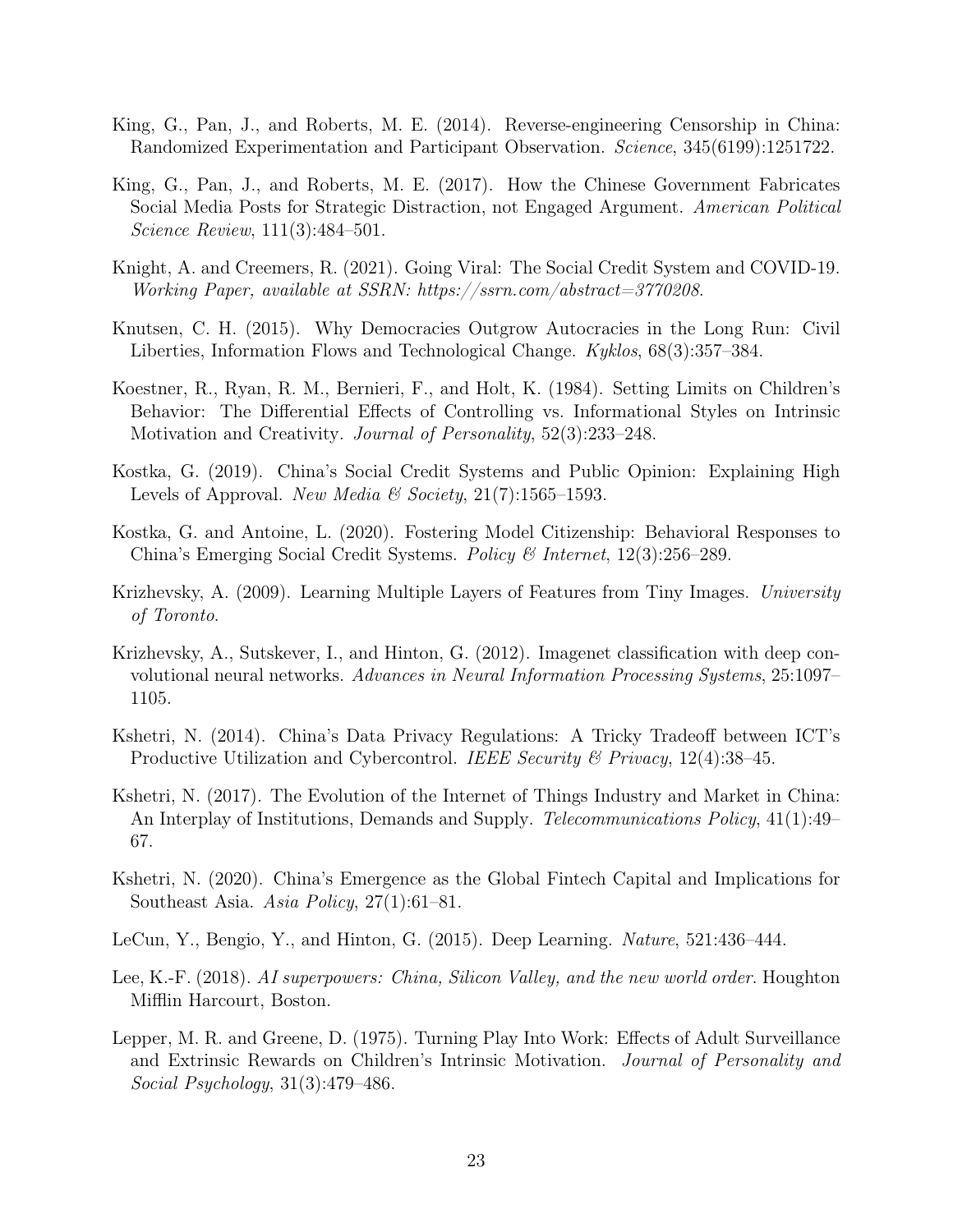King, G., Pan, J., and Roberts, M. E. (2014). Reverse-engineering Censorship in China: Randomized Experimentation and Participant Observation. *Science*, 345(6199):1251722.

King, G., Pan, J., and Roberts, M. E. (2017). How the Chinese Government Fabricates Social Media Posts for Strategic Distraction, not Engaged Argument. *American Political Science Review*, 111(3):484–501.

Knight, A. and Creemers, R. (2021). Going Viral: The Social Credit System and COVID-19. *Working Paper, available at SSRN: https://ssrn.com/abstract=3770208*.

Knutsen, C. H. (2015). Why Democracies Outgrow Autocracies in the Long Run: Civil Liberties, Information Flows and Technological Change. *Kyklos*, 68(3):357–384.

Koestner, R., Ryan, R. M., Bernieri, F., and Holt, K. (1984). Setting Limits on Children's Behavior: The Differential Effects of Controlling vs. Informational Styles on Intrinsic Motivation and Creativity. *Journal of Personality*, 52(3):233–248.

Kostka, G. (2019). China's Social Credit Systems and Public Opinion: Explaining High Levels of Approval. *New Media & Society*, 21(7):1565–1593.

Kostka, G. and Antoine, L. (2020). Fostering Model Citizenship: Behavioral Responses to China's Emerging Social Credit Systems. *Policy & Internet*, 12(3):256–289.

Krizhevsky, A. (2009). Learning Multiple Layers of Features from Tiny Images. *University of Toronto*.

Krizhevsky, A., Sutskever, I., and Hinton, G. (2012). Imagenet classification with deep convolutional neural networks. *Advances in Neural Information Processing Systems*, 25:1097–1105.

Kshetri, N. (2014). China's Data Privacy Regulations: A Tricky Tradeoff between ICT's Productive Utilization and Cybercontrol. *IEEE Security & Privacy*, 12(4):38–45.

Kshetri, N. (2017). The Evolution of the Internet of Things Industry and Market in China: An Interplay of Institutions, Demands and Supply. *Telecommunications Policy*, 41(1):49–67.

Kshetri, N. (2020). China's Emergence as the Global Fintech Capital and Implications for Southeast Asia. *Asia Policy*, 27(1):61–81.

LeCun, Y., Bengio, Y., and Hinton, G. (2015). Deep Learning. *Nature*, 521:436–444.

Lee, K.-F. (2018). *AI superpowers: China, Silicon Valley, and the new world order*. Houghton Mifflin Harcourt, Boston.

Lepper, M. R. and Greene, D. (1975). Turning Play Into Work: Effects of Adult Surveillance and Extrinsic Rewards on Children's Intrinsic Motivation. *Journal of Personality and Social Psychology*, 31(3):479–486.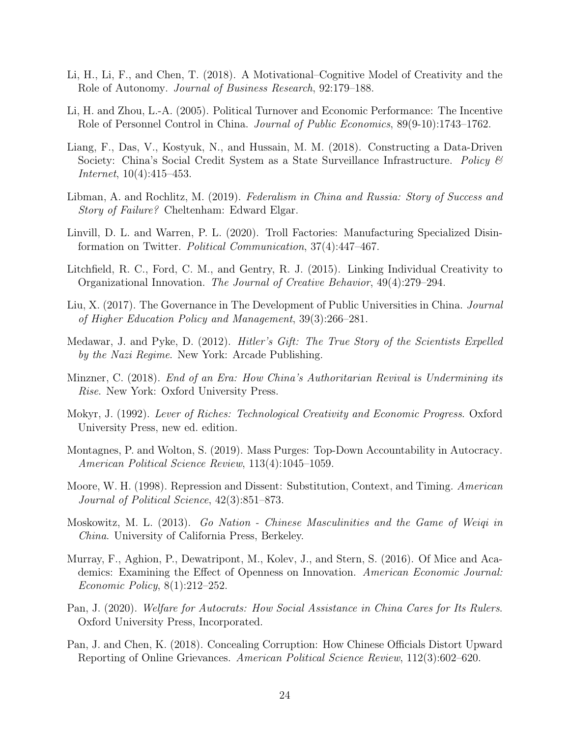Li, H., Li, F., and Chen, T. (2018). A Motivational–Cognitive Model of Creativity and the Role of Autonomy. *Journal of Business Research*, 92:179–188.

Li, H. and Zhou, L.-A. (2005). Political Turnover and Economic Performance: The Incentive Role of Personnel Control in China. *Journal of Public Economics*, 89(9-10):1743–1762.

Liang, F., Das, V., Kostyuk, N., and Hussain, M. M. (2018). Constructing a Data-Driven Society: China's Social Credit System as a State Surveillance Infrastructure. *Policy & Internet*, 10(4):415–453.

Libman, A. and Rochlitz, M. (2019). *Federalism in China and Russia: Story of Success and Story of Failure?* Cheltenham: Edward Elgar.

Linvill, D. L. and Warren, P. L. (2020). Troll Factories: Manufacturing Specialized Disinformation on Twitter. *Political Communication*, 37(4):447–467.

Litchfield, R. C., Ford, C. M., and Gentry, R. J. (2015). Linking Individual Creativity to Organizational Innovation. *The Journal of Creative Behavior*, 49(4):279–294.

Liu, X. (2017). The Governance in The Development of Public Universities in China. *Journal of Higher Education Policy and Management*, 39(3):266–281.

Medawar, J. and Pyke, D. (2012). *Hitler's Gift: The True Story of the Scientists Expelled by the Nazi Regime*. New York: Arcade Publishing.

Minzner, C. (2018). *End of an Era: How China's Authoritarian Revival is Undermining its Rise*. New York: Oxford University Press.

Mokyr, J. (1992). *Lever of Riches: Technological Creativity and Economic Progress*. Oxford University Press, new ed. edition.

Montagnes, P. and Wolton, S. (2019). Mass Purges: Top-Down Accountability in Autocracy. *American Political Science Review*, 113(4):1045–1059.

Moore, W. H. (1998). Repression and Dissent: Substitution, Context, and Timing. *American Journal of Political Science*, 42(3):851–873.

Moskowitz, M. L. (2013). *Go Nation - Chinese Masculinities and the Game of Weiqi in China*. University of California Press, Berkeley.

Murray, F., Aghion, P., Dewatripont, M., Kolev, J., and Stern, S. (2016). Of Mice and Academics: Examining the Effect of Openness on Innovation. *American Economic Journal: Economic Policy*, 8(1):212–252.

Pan, J. (2020). *Welfare for Autocrats: How Social Assistance in China Cares for Its Rulers*. Oxford University Press, Incorporated.

Pan, J. and Chen, K. (2018). Concealing Corruption: How Chinese Officials Distort Upward Reporting of Online Grievances. *American Political Science Review*, 112(3):602–620.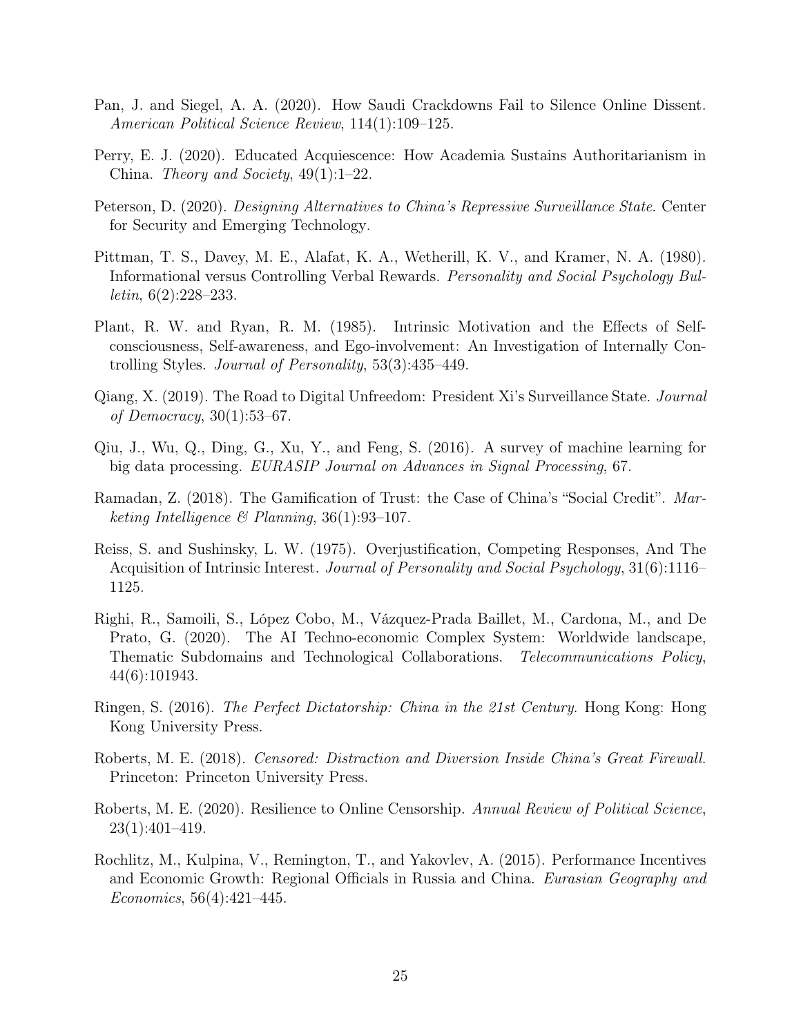Pan, J. and Siegel, A. A. (2020). How Saudi Crackdowns Fail to Silence Online Dissent. *American Political Science Review*, 114(1):109–125.

Perry, E. J. (2020). Educated Acquiescence: How Academia Sustains Authoritarianism in China. *Theory and Society*, 49(1):1–22.

Peterson, D. (2020). *Designing Alternatives to China's Repressive Surveillance State*. Center for Security and Emerging Technology.

Pittman, T. S., Davey, M. E., Alafat, K. A., Wetherill, K. V., and Kramer, N. A. (1980). Informational versus Controlling Verbal Rewards. *Personality and Social Psychology Bulletin*, 6(2):228–233.

Plant, R. W. and Ryan, R. M. (1985). Intrinsic Motivation and the Effects of Self-consciousness, Self-awareness, and Ego-involvement: An Investigation of Internally Controlling Styles. *Journal of Personality*, 53(3):435–449.

Qiang, X. (2019). The Road to Digital Unfreedom: President Xi's Surveillance State. *Journal of Democracy*, 30(1):53–67.

Qiu, J., Wu, Q., Ding, G., Xu, Y., and Feng, S. (2016). A survey of machine learning for big data processing. *EURASIP Journal on Advances in Signal Processing*, 67.

Ramadan, Z. (2018). The Gamification of Trust: the Case of China's "Social Credit". *Marketing Intelligence & Planning*, 36(1):93–107.

Reiss, S. and Sushinsky, L. W. (1975). Overjustification, Competing Responses, And The Acquisition of Intrinsic Interest. *Journal of Personality and Social Psychology*, 31(6):1116–1125.

Righi, R., Samoili, S., López Cobo, M., Vázquez-Prada Baillet, M., Cardona, M., and De Prato, G. (2020). The AI Techno-economic Complex System: Worldwide landscape, Thematic Subdomains and Technological Collaborations. *Telecommunications Policy*, 44(6):101943.

Ringen, S. (2016). *The Perfect Dictatorship: China in the 21st Century*. Hong Kong: Hong Kong University Press.

Roberts, M. E. (2018). *Censored: Distraction and Diversion Inside China's Great Firewall*. Princeton: Princeton University Press.

Roberts, M. E. (2020). Resilience to Online Censorship. *Annual Review of Political Science*, 23(1):401–419.

Rochlitz, M., Kulpina, V., Remington, T., and Yakovlev, A. (2015). Performance Incentives and Economic Growth: Regional Officials in Russia and China. *Eurasian Geography and Economics*, 56(4):421–445.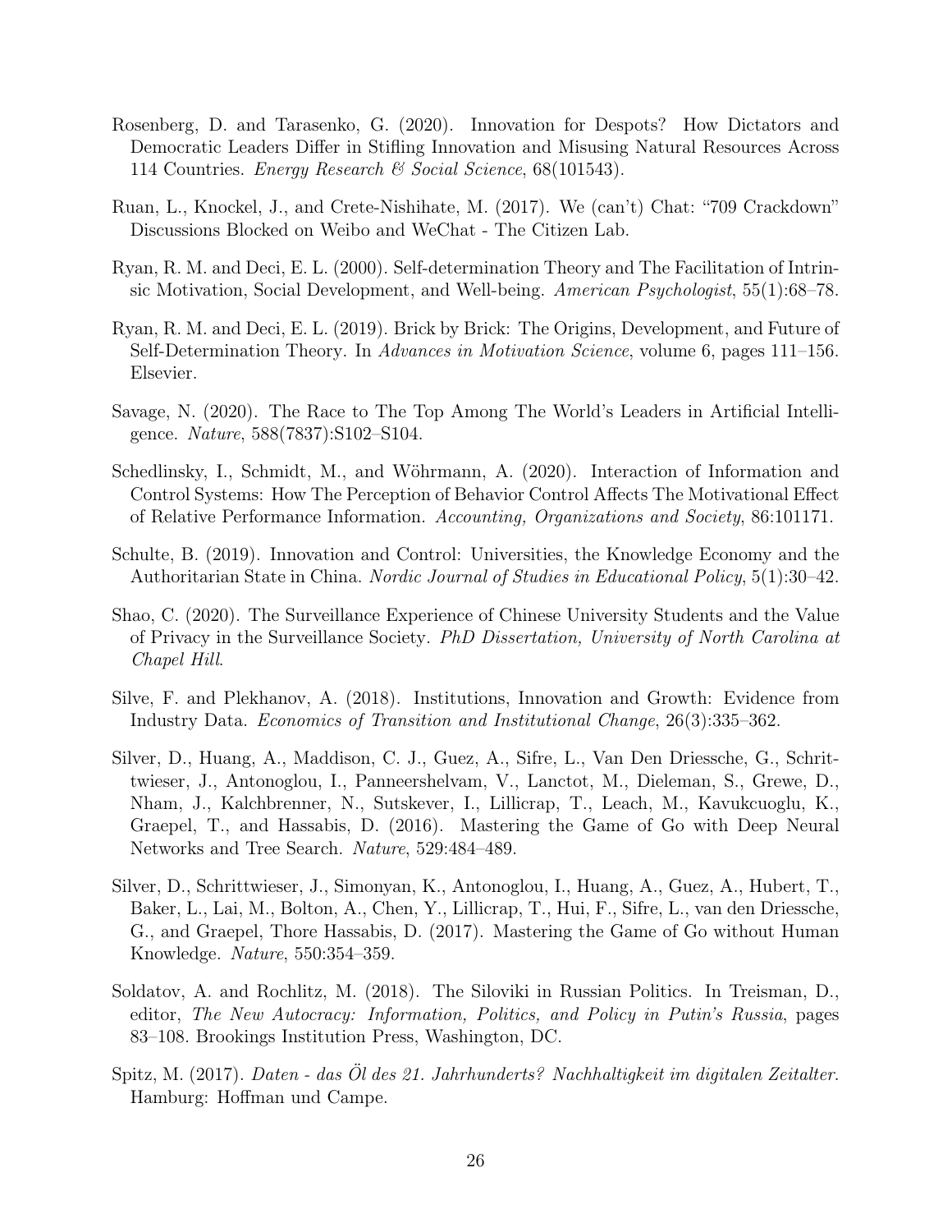Rosenberg, D. and Tarasenko, G. (2020). Innovation for Despots? How Dictators and Democratic Leaders Differ in Stifling Innovation and Misusing Natural Resources Across 114 Countries. *Energy Research & Social Science*, 68(101543).

Ruan, L., Knockel, J., and Crete-Nishihate, M. (2017). We (can't) Chat: "709 Crackdown" Discussions Blocked on Weibo and WeChat - The Citizen Lab.

Ryan, R. M. and Deci, E. L. (2000). Self-determination Theory and The Facilitation of Intrinsic Motivation, Social Development, and Well-being. *American Psychologist*, 55(1):68–78.

Ryan, R. M. and Deci, E. L. (2019). Brick by Brick: The Origins, Development, and Future of Self-Determination Theory. In *Advances in Motivation Science*, volume 6, pages 111–156. Elsevier.

Savage, N. (2020). The Race to The Top Among The World's Leaders in Artificial Intelligence. *Nature*, 588(7837):S102–S104.

Schedlinsky, I., Schmidt, M., and Wöhrmann, A. (2020). Interaction of Information and Control Systems: How The Perception of Behavior Control Affects The Motivational Effect of Relative Performance Information. *Accounting, Organizations and Society*, 86:101171.

Schulte, B. (2019). Innovation and Control: Universities, the Knowledge Economy and the Authoritarian State in China. *Nordic Journal of Studies in Educational Policy*, 5(1):30–42.

Shao, C. (2020). The Surveillance Experience of Chinese University Students and the Value of Privacy in the Surveillance Society. *PhD Dissertation, University of North Carolina at Chapel Hill*.

Silve, F. and Plekhanov, A. (2018). Institutions, Innovation and Growth: Evidence from Industry Data. *Economics of Transition and Institutional Change*, 26(3):335–362.

Silver, D., Huang, A., Maddison, C. J., Guez, A., Sifre, L., Van Den Driessche, G., Schrittwieser, J., Antonoglou, I., Panneershelvam, V., Lanctot, M., Dieleman, S., Grewe, D., Nham, J., Kalchbrenner, N., Sutskever, I., Lillicrap, T., Leach, M., Kavukcuoglu, K., Graepel, T., and Hassabis, D. (2016). Mastering the Game of Go with Deep Neural Networks and Tree Search. *Nature*, 529:484–489.

Silver, D., Schrittwieser, J., Simonyan, K., Antonoglou, I., Huang, A., Guez, A., Hubert, T., Baker, L., Lai, M., Bolton, A., Chen, Y., Lillicrap, T., Hui, F., Sifre, L., van den Driessche, G., and Graepel, Thore Hassabis, D. (2017). Mastering the Game of Go without Human Knowledge. *Nature*, 550:354–359.

Soldatov, A. and Rochlitz, M. (2018). The Siloviki in Russian Politics. In Treisman, D., editor, *The New Autocracy: Information, Politics, and Policy in Putin's Russia*, pages 83–108. Brookings Institution Press, Washington, DC.

Spitz, M. (2017). *Daten - das Öl des 21. Jahrhunderts? Nachhaltigkeit im digitalen Zeitalter*. Hamburg: Hoffman und Campe.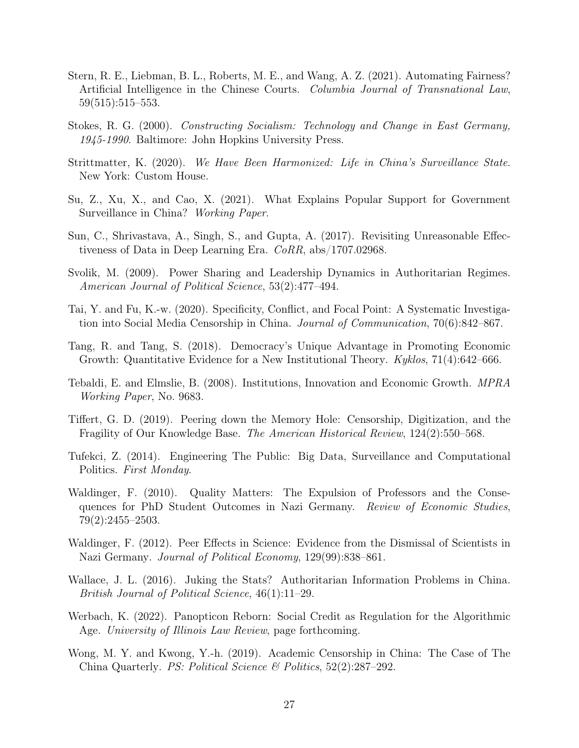Stern, R. E., Liebman, B. L., Roberts, M. E., and Wang, A. Z. (2021). Automating Fairness? Artificial Intelligence in the Chinese Courts. *Columbia Journal of Transnational Law*, 59(515):515–553.

Stokes, R. G. (2000). *Constructing Socialism: Technology and Change in East Germany, 1945-1990*. Baltimore: John Hopkins University Press.

Strittmatter, K. (2020). *We Have Been Harmonized: Life in China's Surveillance State*. New York: Custom House.

Su, Z., Xu, X., and Cao, X. (2021). What Explains Popular Support for Government Surveillance in China? *Working Paper*.

Sun, C., Shrivastava, A., Singh, S., and Gupta, A. (2017). Revisiting Unreasonable Effectiveness of Data in Deep Learning Era. *CoRR*, abs/1707.02968.

Svolik, M. (2009). Power Sharing and Leadership Dynamics in Authoritarian Regimes. *American Journal of Political Science*, 53(2):477–494.

Tai, Y. and Fu, K.-w. (2020). Specificity, Conflict, and Focal Point: A Systematic Investigation into Social Media Censorship in China. *Journal of Communication*, 70(6):842–867.

Tang, R. and Tang, S. (2018). Democracy's Unique Advantage in Promoting Economic Growth: Quantitative Evidence for a New Institutional Theory. *Kyklos*, 71(4):642–666.

Tebaldi, E. and Elmslie, B. (2008). Institutions, Innovation and Economic Growth. *MPRA Working Paper*, No. 9683.

Tiffert, G. D. (2019). Peering down the Memory Hole: Censorship, Digitization, and the Fragility of Our Knowledge Base. *The American Historical Review*, 124(2):550–568.

Tufekci, Z. (2014). Engineering The Public: Big Data, Surveillance and Computational Politics. *First Monday*.

Waldinger, F. (2010). Quality Matters: The Expulsion of Professors and the Consequences for PhD Student Outcomes in Nazi Germany. *Review of Economic Studies*, 79(2):2455–2503.

Waldinger, F. (2012). Peer Effects in Science: Evidence from the Dismissal of Scientists in Nazi Germany. *Journal of Political Economy*, 129(99):838–861.

Wallace, J. L. (2016). Juking the Stats? Authoritarian Information Problems in China. *British Journal of Political Science*, 46(1):11–29.

Werbach, K. (2022). Panopticon Reborn: Social Credit as Regulation for the Algorithmic Age. *University of Illinois Law Review*, page forthcoming.

Wong, M. Y. and Kwong, Y.-h. (2019). Academic Censorship in China: The Case of The China Quarterly. *PS: Political Science & Politics*, 52(2):287–292.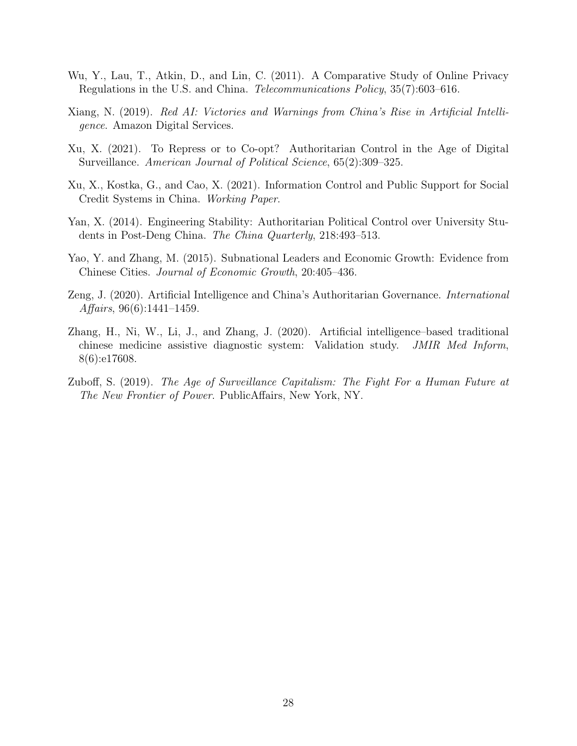Wu, Y., Lau, T., Atkin, D., and Lin, C. (2011). A Comparative Study of Online Privacy Regulations in the U.S. and China. *Telecommunications Policy*, 35(7):603–616.

Xiang, N. (2019). *Red AI: Victories and Warnings from China's Rise in Artificial Intelligence*. Amazon Digital Services.

Xu, X. (2021). To Repress or to Co-opt? Authoritarian Control in the Age of Digital Surveillance. *American Journal of Political Science*, 65(2):309–325.

Xu, X., Kostka, G., and Cao, X. (2021). Information Control and Public Support for Social Credit Systems in China. *Working Paper*.

Yan, X. (2014). Engineering Stability: Authoritarian Political Control over University Students in Post-Deng China. *The China Quarterly*, 218:493–513.

Yao, Y. and Zhang, M. (2015). Subnational Leaders and Economic Growth: Evidence from Chinese Cities. *Journal of Economic Growth*, 20:405–436.

Zeng, J. (2020). Artificial Intelligence and China's Authoritarian Governance. *International Affairs*, 96(6):1441–1459.

Zhang, H., Ni, W., Li, J., and Zhang, J. (2020). Artificial intelligence–based traditional chinese medicine assistive diagnostic system: Validation study. *JMIR Med Inform*, 8(6):e17608.

Zuboff, S. (2019). *The Age of Surveillance Capitalism: The Fight For a Human Future at The New Frontier of Power*. PublicAffairs, New York, NY.